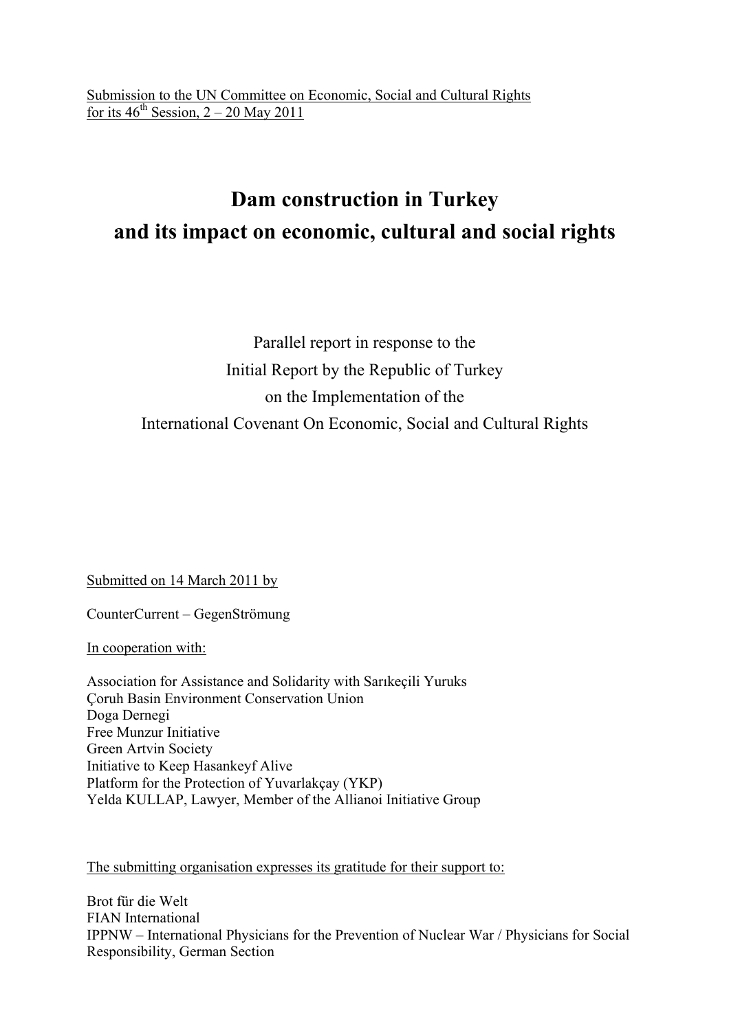Submission to the UN Committee on Economic, Social and Cultural Rights for its 46th Session, 2 – 20 May 2011

# Dam construction in Turkey and its impact on economic, cultural and social rights

Parallel report in response to the
Initial Report by the Republic of Turkey
on the Implementation of the
International Covenant On Economic, Social and Cultural Rights

Submitted on 14 March 2011 by

CounterCurrent – GegenStrömung

In cooperation with:

Association for Assistance and Solidarity with Sarıkeçili Yuruks
Çoruh Basin Environment Conservation Union
Doga Dernegi
Free Munzur Initiative
Green Artvin Society
Initiative to Keep Hasankeyf Alive
Platform for the Protection of Yuvarlakçay (YKP)
Yelda KULLAP, Lawyer, Member of the Allianoi Initiative Group

The submitting organisation expresses its gratitude for their support to:

Brot für die Welt
FIAN International
IPPNW – International Physicians for the Prevention of Nuclear War / Physicians for Social Responsibility, German Section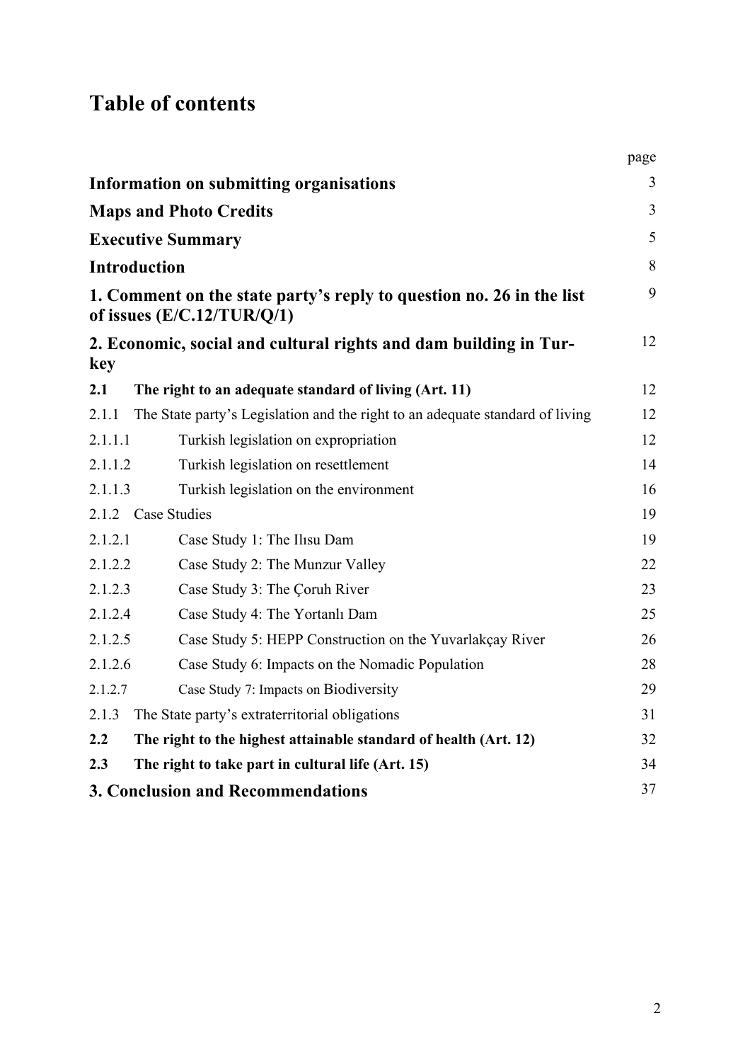# Table of contents

| | | page |
|---|---|---|
| **Information on submitting organisations** | | 3 |
| **Maps and Photo Credits** | | 3 |
| **Executive Summary** | | 5 |
| **Introduction** | | 8 |
| **1. Comment on the state party's reply to question no. 26 in the list of issues (E/C.12/TUR/Q/1)** | | 9 |
| **2. Economic, social and cultural rights and dam building in Turkey** | | 12 |
| **2.1** | **The right to an adequate standard of living (Art. 11)** | 12 |
| 2.1.1 | The State party's Legislation and the right to an adequate standard of living | 12 |
| 2.1.1.1 | Turkish legislation on expropriation | 12 |
| 2.1.1.2 | Turkish legislation on resettlement | 14 |
| 2.1.1.3 | Turkish legislation on the environment | 16 |
| 2.1.2 | Case Studies | 19 |
| 2.1.2.1 | Case Study 1: The Ilısu Dam | 19 |
| 2.1.2.2 | Case Study 2: The Munzur Valley | 22 |
| 2.1.2.3 | Case Study 3: The Çoruh River | 23 |
| 2.1.2.4 | Case Study 4: The Yortanlı Dam | 25 |
| 2.1.2.5 | Case Study 5: HEPP Construction on the Yuvarlakçay River | 26 |
| 2.1.2.6 | Case Study 6: Impacts on the Nomadic Population | 28 |
| 2.1.2.7 | Case Study 7: Impacts on Biodiversity | 29 |
| 2.1.3 | The State party's extraterritorial obligations | 31 |
| **2.2** | **The right to the highest attainable standard of health (Art. 12)** | 32 |
| **2.3** | **The right to take part in cultural life (Art. 15)** | 34 |
| **3. Conclusion and Recommendations** | | 37 |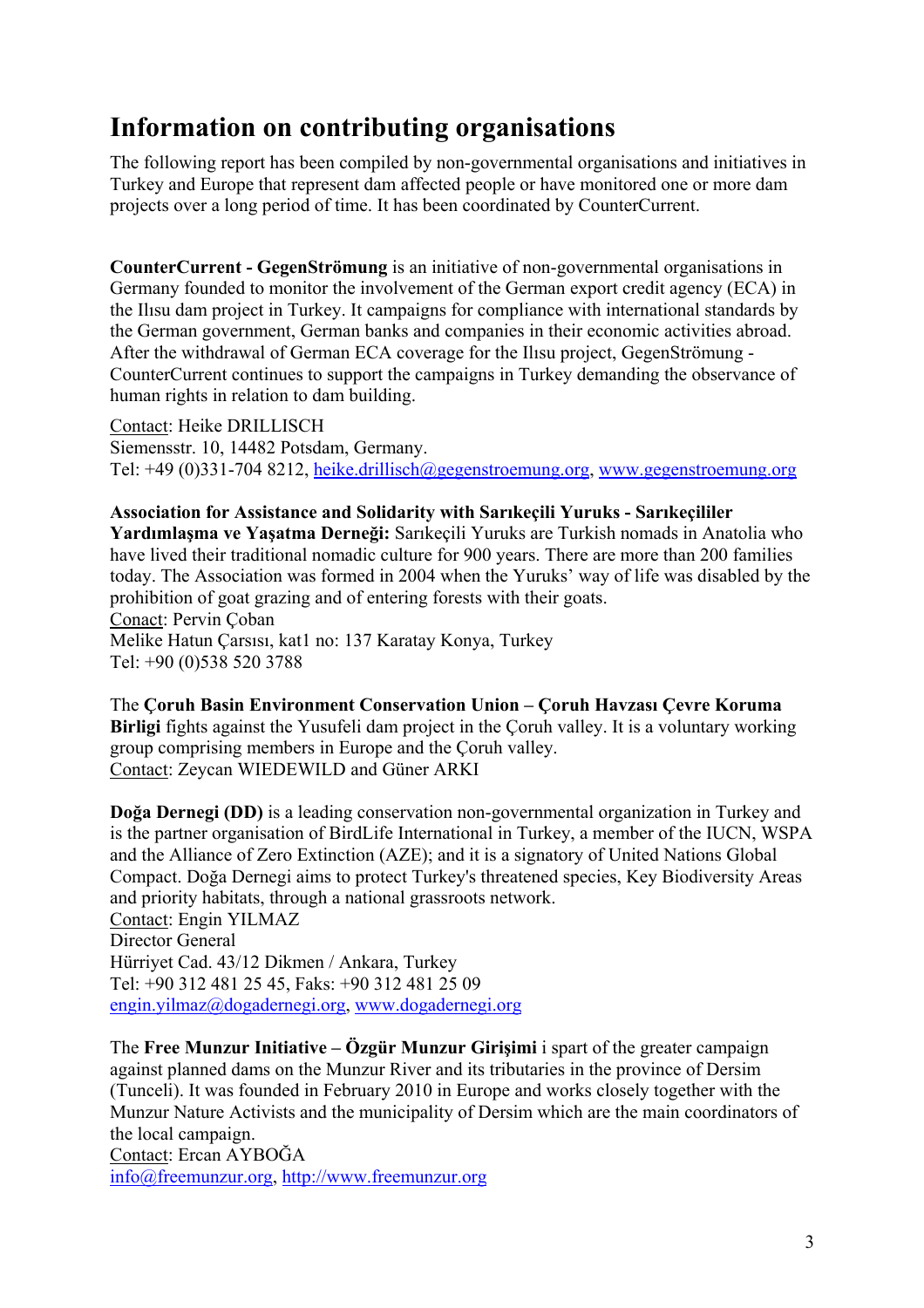# Information on contributing organisations

The following report has been compiled by non-governmental organisations and initiatives in Turkey and Europe that represent dam affected people or have monitored one or more dam projects over a long period of time. It has been coordinated by CounterCurrent.

**CounterCurrent - GegenStrömung** is an initiative of non-governmental organisations in Germany founded to monitor the involvement of the German export credit agency (ECA) in the Ilısu dam project in Turkey. It campaigns for compliance with international standards by the German government, German banks and companies in their economic activities abroad. After the withdrawal of German ECA coverage for the Ilısu project, GegenStrömung - CounterCurrent continues to support the campaigns in Turkey demanding the observance of human rights in relation to dam building.

Contact: Heike DRILLISCH
Siemensstr. 10, 14482 Potsdam, Germany.
Tel: +49 (0)331-704 8212, heike.drillisch@gegenstroemung.org, www.gegenstroemung.org

**Association for Assistance and Solidarity with Sarıkeçili Yuruks - Sarıkeçililer Yardımlaşma ve Yaşatma Derneği:** Sarıkeçili Yuruks are Turkish nomads in Anatolia who have lived their traditional nomadic culture for 900 years. There are more than 200 families today. The Association was formed in 2004 when the Yuruks' way of life was disabled by the prohibition of goat grazing and of entering forests with their goats.
Conact: Pervin Çoban
Melike Hatun Çarsısı, kat1 no: 137 Karatay Konya, Turkey
Tel: +90 (0)538 520 3788

The **Çoruh Basin Environment Conservation Union – Çoruh Havzası Çevre Koruma Birligi** fights against the Yusufeli dam project in the Çoruh valley. It is a voluntary working group comprising members in Europe and the Çoruh valley.
Contact: Zeycan WIEDEWILD and Güner ARKI

**Doğa Dernegi (DD)** is a leading conservation non-governmental organization in Turkey and is the partner organisation of BirdLife International in Turkey, a member of the IUCN, WSPA and the Alliance of Zero Extinction (AZE); and it is a signatory of United Nations Global Compact. Doğa Dernegi aims to protect Turkey's threatened species, Key Biodiversity Areas and priority habitats, through a national grassroots network.
Contact: Engin YILMAZ
Director General
Hürriyet Cad. 43/12 Dikmen / Ankara, Turkey
Tel: +90 312 481 25 45, Faks: +90 312 481 25 09
engin.yilmaz@dogadernegi.org, www.dogadernegi.org

The **Free Munzur Initiative – Özgür Munzur Girişimi** i spart of the greater campaign against planned dams on the Munzur River and its tributaries in the province of Dersim (Tunceli). It was founded in February 2010 in Europe and works closely together with the Munzur Nature Activists and the municipality of Dersim which are the main coordinators of the local campaign.
Contact: Ercan AYBOĞA
info@freemunzur.org, http://www.freemunzur.org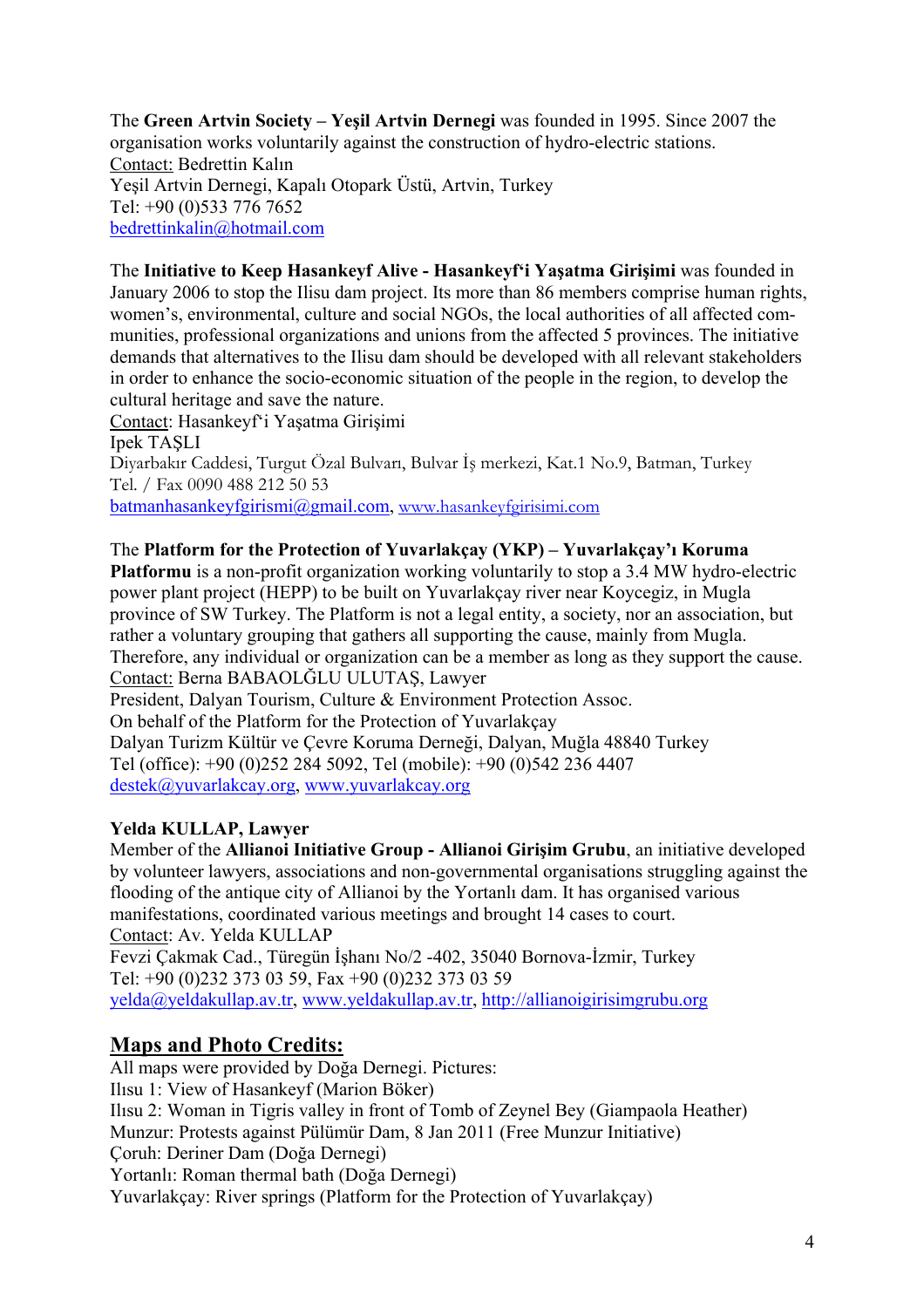The **Green Artvin Society – Yeşil Artvin Dernegi** was founded in 1995. Since 2007 the organisation works voluntarily against the construction of hydro-electric stations.
Contact: Bedrettin Kalın
Yeşil Artvin Dernegi, Kapalı Otopark Üstü, Artvin, Turkey
Tel: +90 (0)533 776 7652
bedrettinkalin@hotmail.com

The **Initiative to Keep Hasankeyf Alive - Hasankeyf'i Yaşatma Girişimi** was founded in January 2006 to stop the Ilisu dam project. Its more than 86 members comprise human rights, women's, environmental, culture and social NGOs, the local authorities of all affected communities, professional organizations and unions from the affected 5 provinces. The initiative demands that alternatives to the Ilisu dam should be developed with all relevant stakeholders in order to enhance the socio-economic situation of the people in the region, to develop the cultural heritage and save the nature.
Contact: Hasankeyf'i Yaşatma Girişimi
Ipek TAŞLI
Diyarbakır Caddesi, Turgut Özal Bulvarı, Bulvar İş merkezi, Kat.1 No.9, Batman, Turkey
Tel. / Fax 0090 488 212 50 53
batmanhasankeyfgirismi@gmail.com, www.hasankeyfgirisimi.com

The **Platform for the Protection of Yuvarlakçay (YKP) – Yuvarlakçay'ı Koruma Platformu** is a non-profit organization working voluntarily to stop a 3.4 MW hydro-electric power plant project (HEPP) to be built on Yuvarlakçay river near Koycegiz, in Mugla province of SW Turkey. The Platform is not a legal entity, a society, nor an association, but rather a voluntary grouping that gathers all supporting the cause, mainly from Mugla. Therefore, any individual or organization can be a member as long as they support the cause.
Contact: Berna BABAOLĞLU ULUTAŞ, Lawyer
President, Dalyan Tourism, Culture & Environment Protection Assoc.
On behalf of the Platform for the Protection of Yuvarlakçay
Dalyan Turizm Kültür ve Çevre Koruma Derneği, Dalyan, Muğla 48840 Turkey
Tel (office): +90 (0)252 284 5092, Tel (mobile): +90 (0)542 236 4407
destek@yuvarlakcay.org, www.yuvarlakcay.org

**Yelda KULLAP, Lawyer**
Member of the **Allianoi Initiative Group - Allianoi Girişim Grubu**, an initiative developed by volunteer lawyers, associations and non-governmental organisations struggling against the flooding of the antique city of Allianoi by the Yortanlı dam. It has organised various manifestations, coordinated various meetings and brought 14 cases to court.
Contact: Av. Yelda KULLAP
Fevzi Çakmak Cad., Türegün İşhanı No/2 -402, 35040 Bornova-İzmir, Turkey
Tel: +90 (0)232 373 03 59, Fax +90 (0)232 373 03 59
yelda@yeldakullap.av.tr, www.yeldakullap.av.tr, http://allianoigirisimgrubu.org

## Maps and Photo Credits:

All maps were provided by Doğa Dernegi. Pictures:
Ilısu 1: View of Hasankeyf (Marion Böker)
Ilısu 2: Woman in Tigris valley in front of Tomb of Zeynel Bey (Giampaola Heather)
Munzur: Protests against Pülümür Dam, 8 Jan 2011 (Free Munzur Initiative)
Çoruh: Deriner Dam (Doğa Dernegi)
Yortanlı: Roman thermal bath (Doğa Dernegi)
Yuvarlakçay: River springs (Platform for the Protection of Yuvarlakçay)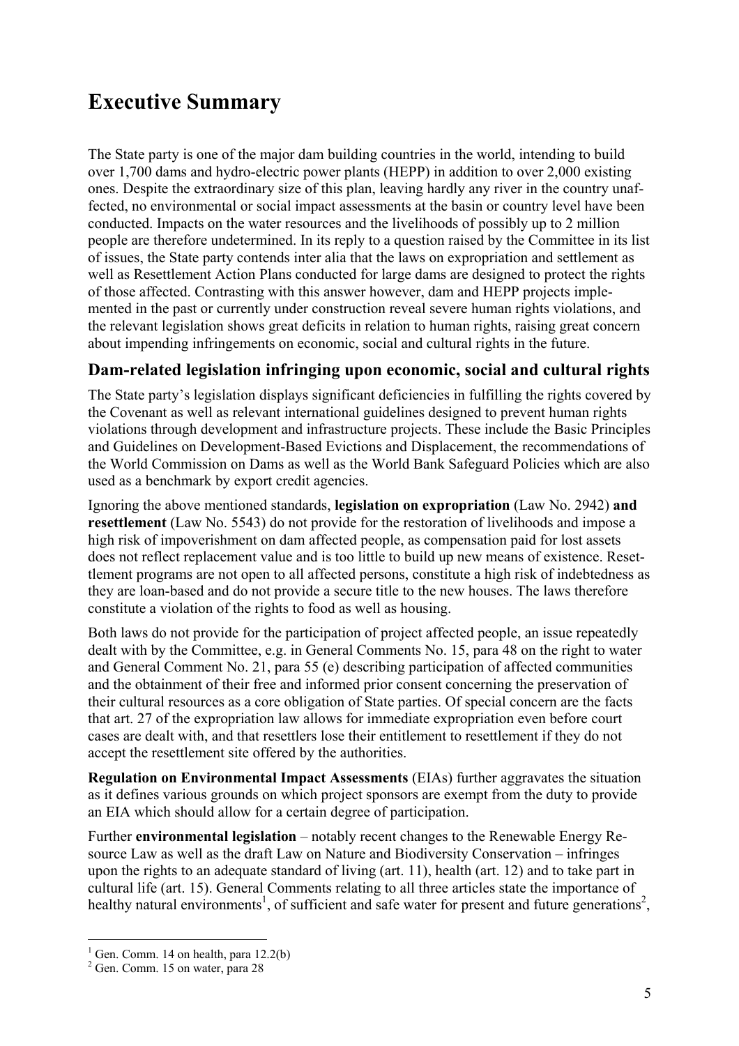# Executive Summary

The State party is one of the major dam building countries in the world, intending to build over 1,700 dams and hydro-electric power plants (HEPP) in addition to over 2,000 existing ones. Despite the extraordinary size of this plan, leaving hardly any river in the country unaffected, no environmental or social impact assessments at the basin or country level have been conducted. Impacts on the water resources and the livelihoods of possibly up to 2 million people are therefore undetermined. In its reply to a question raised by the Committee in its list of issues, the State party contends inter alia that the laws on expropriation and settlement as well as Resettlement Action Plans conducted for large dams are designed to protect the rights of those affected. Contrasting with this answer however, dam and HEPP projects implemented in the past or currently under construction reveal severe human rights violations, and the relevant legislation shows great deficits in relation to human rights, raising great concern about impending infringements on economic, social and cultural rights in the future.

## Dam-related legislation infringing upon economic, social and cultural rights

The State party's legislation displays significant deficiencies in fulfilling the rights covered by the Covenant as well as relevant international guidelines designed to prevent human rights violations through development and infrastructure projects. These include the Basic Principles and Guidelines on Development-Based Evictions and Displacement, the recommendations of the World Commission on Dams as well as the World Bank Safeguard Policies which are also used as a benchmark by export credit agencies.

Ignoring the above mentioned standards, **legislation on expropriation** (Law No. 2942) **and resettlement** (Law No. 5543) do not provide for the restoration of livelihoods and impose a high risk of impoverishment on dam affected people, as compensation paid for lost assets does not reflect replacement value and is too little to build up new means of existence. Resettlement programs are not open to all affected persons, constitute a high risk of indebtedness as they are loan-based and do not provide a secure title to the new houses. The laws therefore constitute a violation of the rights to food as well as housing.

Both laws do not provide for the participation of project affected people, an issue repeatedly dealt with by the Committee, e.g. in General Comments No. 15, para 48 on the right to water and General Comment No. 21, para 55 (e) describing participation of affected communities and the obtainment of their free and informed prior consent concerning the preservation of their cultural resources as a core obligation of State parties. Of special concern are the facts that art. 27 of the expropriation law allows for immediate expropriation even before court cases are dealt with, and that resettlers lose their entitlement to resettlement if they do not accept the resettlement site offered by the authorities.

**Regulation on Environmental Impact Assessments** (EIAs) further aggravates the situation as it defines various grounds on which project sponsors are exempt from the duty to provide an EIA which should allow for a certain degree of participation.

Further **environmental legislation** – notably recent changes to the Renewable Energy Resource Law as well as the draft Law on Nature and Biodiversity Conservation – infringes upon the rights to an adequate standard of living (art. 11), health (art. 12) and to take part in cultural life (art. 15). General Comments relating to all three articles state the importance of healthy natural environments[1], of sufficient and safe water for present and future generations[2],

[1] Gen. Comm. 14 on health, para 12.2(b)

[2] Gen. Comm. 15 on water, para 28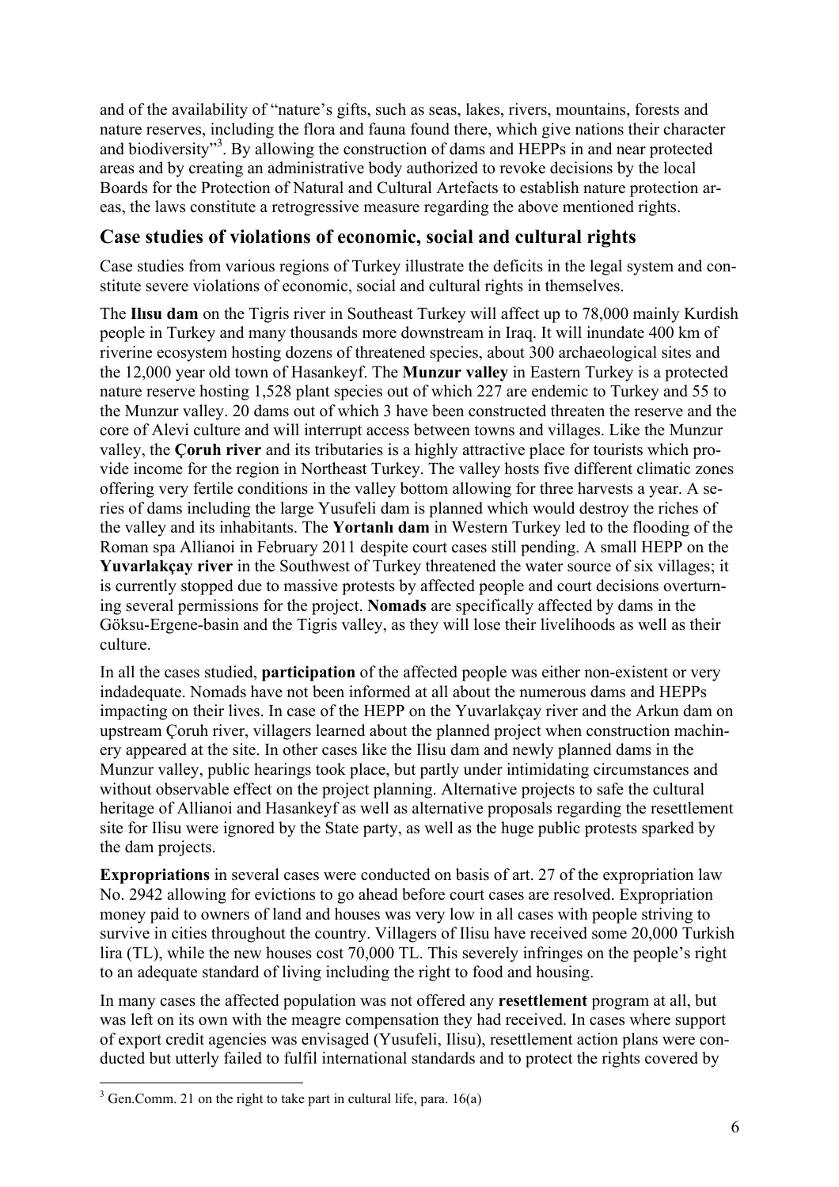and of the availability of "nature's gifts, such as seas, lakes, rivers, mountains, forests and nature reserves, including the flora and fauna found there, which give nations their character and biodiversity"[3]. By allowing the construction of dams and HEPPs in and near protected areas and by creating an administrative body authorized to revoke decisions by the local Boards for the Protection of Natural and Cultural Artefacts to establish nature protection areas, the laws constitute a retrogressive measure regarding the above mentioned rights.

## Case studies of violations of economic, social and cultural rights

Case studies from various regions of Turkey illustrate the deficits in the legal system and constitute severe violations of economic, social and cultural rights in themselves.

The **Ilısu dam** on the Tigris river in Southeast Turkey will affect up to 78,000 mainly Kurdish people in Turkey and many thousands more downstream in Iraq. It will inundate 400 km of riverine ecosystem hosting dozens of threatened species, about 300 archaeological sites and the 12,000 year old town of Hasankeyf. The **Munzur valley** in Eastern Turkey is a protected nature reserve hosting 1,528 plant species out of which 227 are endemic to Turkey and 55 to the Munzur valley. 20 dams out of which 3 have been constructed threaten the reserve and the core of Alevi culture and will interrupt access between towns and villages. Like the Munzur valley, the **Çoruh river** and its tributaries is a highly attractive place for tourists which provide income for the region in Northeast Turkey. The valley hosts five different climatic zones offering very fertile conditions in the valley bottom allowing for three harvests a year. A series of dams including the large Yusufeli dam is planned which would destroy the riches of the valley and its inhabitants. The **Yortanlı dam** in Western Turkey led to the flooding of the Roman spa Allianoi in February 2011 despite court cases still pending. A small HEPP on the **Yuvarlakçay river** in the Southwest of Turkey threatened the water source of six villages; it is currently stopped due to massive protests by affected people and court decisions overturning several permissions for the project. **Nomads** are specifically affected by dams in the Göksu-Ergene-basin and the Tigris valley, as they will lose their livelihoods as well as their culture.

In all the cases studied, **participation** of the affected people was either non-existent or very indadequate. Nomads have not been informed at all about the numerous dams and HEPPs impacting on their lives. In case of the HEPP on the Yuvarlakçay river and the Arkun dam on upstream Çoruh river, villagers learned about the planned project when construction machinery appeared at the site. In other cases like the Ilisu dam and newly planned dams in the Munzur valley, public hearings took place, but partly under intimidating circumstances and without observable effect on the project planning. Alternative projects to safe the cultural heritage of Allianoi and Hasankeyf as well as alternative proposals regarding the resettlement site for Ilisu were ignored by the State party, as well as the huge public protests sparked by the dam projects.

**Expropriations** in several cases were conducted on basis of art. 27 of the expropriation law No. 2942 allowing for evictions to go ahead before court cases are resolved. Expropriation money paid to owners of land and houses was very low in all cases with people striving to survive in cities throughout the country. Villagers of Ilisu have received some 20,000 Turkish lira (TL), while the new houses cost 70,000 TL. This severely infringes on the people's right to an adequate standard of living including the right to food and housing.

In many cases the affected population was not offered any **resettlement** program at all, but was left on its own with the meagre compensation they had received. In cases where support of export credit agencies was envisaged (Yusufeli, Ilisu), resettlement action plans were conducted but utterly failed to fulfil international standards and to protect the rights covered by

[3] Gen.Comm. 21 on the right to take part in cultural life, para. 16(a)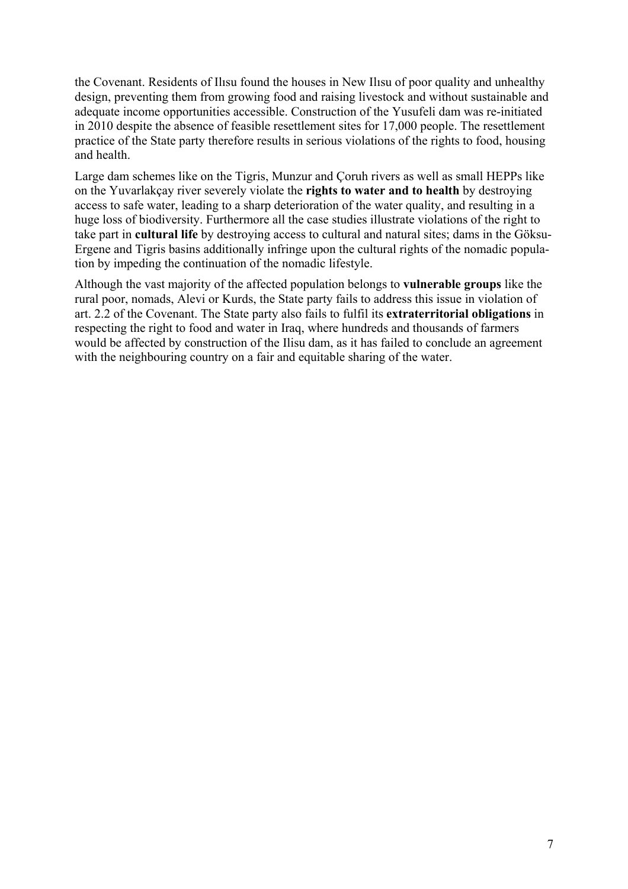the Covenant. Residents of Ilısu found the houses in New Ilısu of poor quality and unhealthy design, preventing them from growing food and raising livestock and without sustainable and adequate income opportunities accessible. Construction of the Yusufeli dam was re-initiated in 2010 despite the absence of feasible resettlement sites for 17,000 people. The resettlement practice of the State party therefore results in serious violations of the rights to food, housing and health.

Large dam schemes like on the Tigris, Munzur and Çoruh rivers as well as small HEPPs like on the Yuvarlakçay river severely violate the **rights to water and to health** by destroying access to safe water, leading to a sharp deterioration of the water quality, and resulting in a huge loss of biodiversity. Furthermore all the case studies illustrate violations of the right to take part in **cultural life** by destroying access to cultural and natural sites; dams in the Göksu-Ergene and Tigris basins additionally infringe upon the cultural rights of the nomadic population by impeding the continuation of the nomadic lifestyle.

Although the vast majority of the affected population belongs to **vulnerable groups** like the rural poor, nomads, Alevi or Kurds, the State party fails to address this issue in violation of art. 2.2 of the Covenant. The State party also fails to fulfil its **extraterritorial obligations** in respecting the right to food and water in Iraq, where hundreds and thousands of farmers would be affected by construction of the Ilisu dam, as it has failed to conclude an agreement with the neighbouring country on a fair and equitable sharing of the water.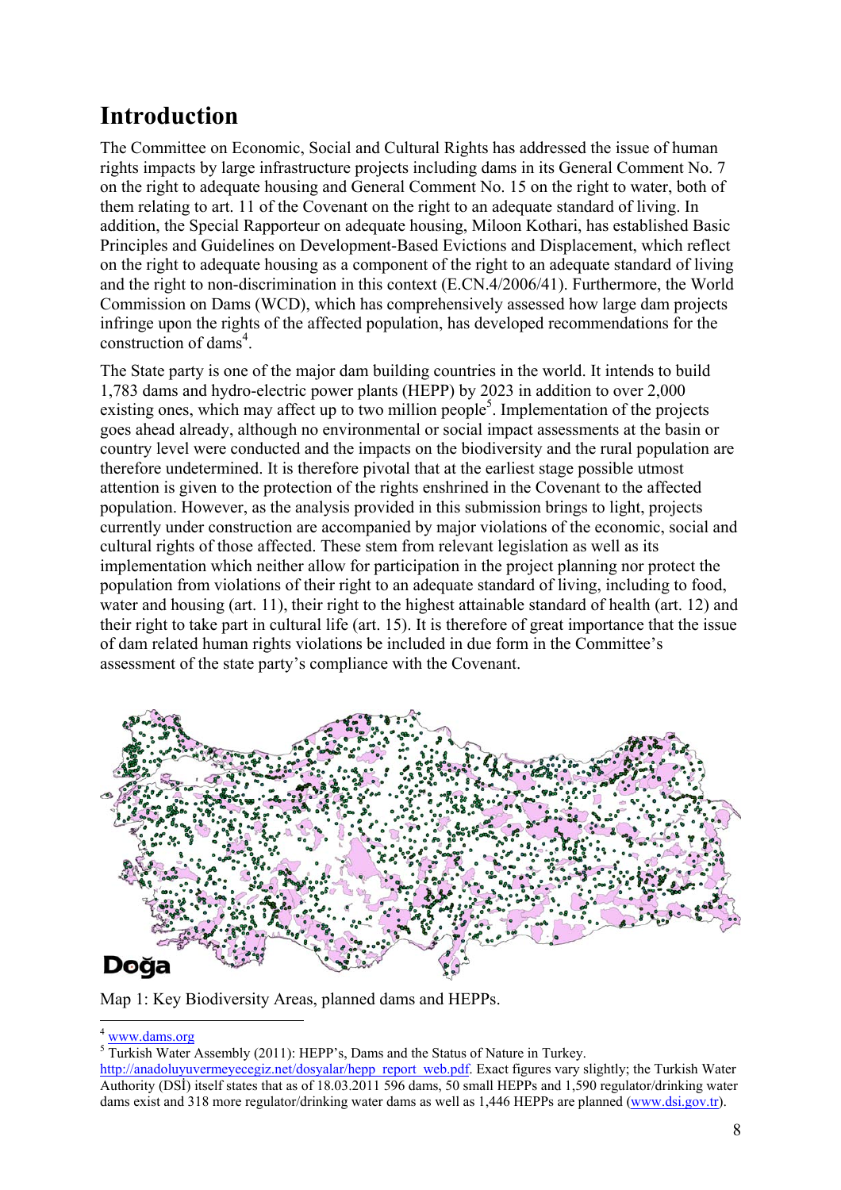# Introduction

The Committee on Economic, Social and Cultural Rights has addressed the issue of human rights impacts by large infrastructure projects including dams in its General Comment No. 7 on the right to adequate housing and General Comment No. 15 on the right to water, both of them relating to art. 11 of the Covenant on the right to an adequate standard of living. In addition, the Special Rapporteur on adequate housing, Miloon Kothari, has established Basic Principles and Guidelines on Development-Based Evictions and Displacement, which reflect on the right to adequate housing as a component of the right to an adequate standard of living and the right to non-discrimination in this context (E.CN.4/2006/41). Furthermore, the World Commission on Dams (WCD), which has comprehensively assessed how large dam projects infringe upon the rights of the affected population, has developed recommendations for the construction of dams[4].

The State party is one of the major dam building countries in the world. It intends to build 1,783 dams and hydro-electric power plants (HEPP) by 2023 in addition to over 2,000 existing ones, which may affect up to two million people[5]. Implementation of the projects goes ahead already, although no environmental or social impact assessments at the basin or country level were conducted and the impacts on the biodiversity and the rural population are therefore undetermined. It is therefore pivotal that at the earliest stage possible utmost attention is given to the protection of the rights enshrined in the Covenant to the affected population. However, as the analysis provided in this submission brings to light, projects currently under construction are accompanied by major violations of the economic, social and cultural rights of those affected. These stem from relevant legislation as well as its implementation which neither allow for participation in the project planning nor protect the population from violations of their right to an adequate standard of living, including to food, water and housing (art. 11), their right to the highest attainable standard of health (art. 12) and their right to take part in cultural life (art. 15). It is therefore of great importance that the issue of dam related human rights violations be included in due form in the Committee's assessment of the state party's compliance with the Covenant.

Doğa

Map 1: Key Biodiversity Areas, planned dams and HEPPs.

---

[4] www.dams.org

[5] Turkish Water Assembly (2011): HEPP's, Dams and the Status of Nature in Turkey. http://anadoluyuvermeyecegiz.net/dosyalar/hepp_report_web.pdf. Exact figures vary slightly; the Turkish Water Authority (DSİ) itself states that as of 18.03.2011 596 dams, 50 small HEPPs and 1,590 regulator/drinking water dams exist and 318 more regulator/drinking water dams as well as 1,446 HEPPs are planned (www.dsi.gov.tr).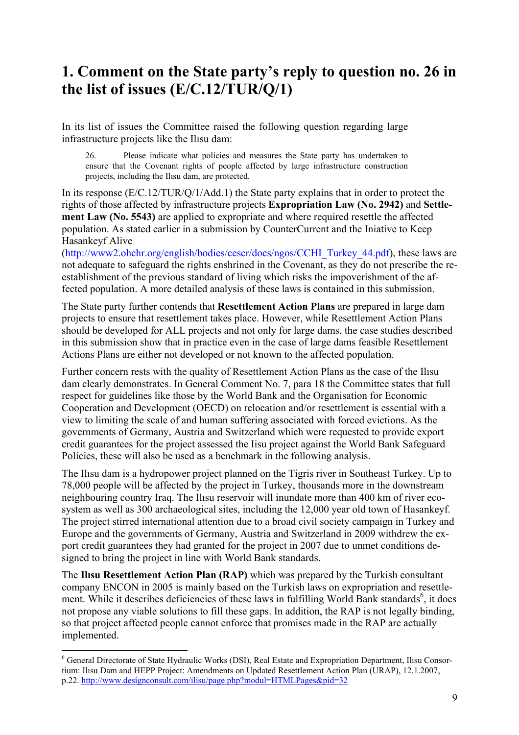# 1. Comment on the State party's reply to question no. 26 in the list of issues (E/C.12/TUR/Q/1)

In its list of issues the Committee raised the following question regarding large infrastructure projects like the Ilısu dam:

> 26. Please indicate what policies and measures the State party has undertaken to ensure that the Covenant rights of people affected by large infrastructure construction projects, including the Ilısu dam, are protected.

In its response (E/C.12/TUR/Q/1/Add.1) the State party explains that in order to protect the rights of those affected by infrastructure projects **Expropriation Law (No. 2942)** and **Settlement Law (No. 5543)** are applied to expropriate and where required resettle the affected population. As stated earlier in a submission by CounterCurrent and the Iniative to Keep Hasankeyf Alive (http://www2.ohchr.org/english/bodies/cescr/docs/ngos/CCHI_Turkey_44.pdf), these laws are not adequate to safeguard the rights enshrined in the Covenant, as they do not prescribe the re-establishment of the previous standard of living which risks the impoverishment of the affected population. A more detailed analysis of these laws is contained in this submission.

The State party further contends that **Resettlement Action Plans** are prepared in large dam projects to ensure that resettlement takes place. However, while Resettlement Action Plans should be developed for ALL projects and not only for large dams, the case studies described in this submission show that in practice even in the case of large dams feasible Resettlement Actions Plans are either not developed or not known to the affected population.

Further concern rests with the quality of Resettlement Action Plans as the case of the Ilısu dam clearly demonstrates. In General Comment No. 7, para 18 the Committee states that full respect for guidelines like those by the World Bank and the Organisation for Economic Cooperation and Development (OECD) on relocation and/or resettlement is essential with a view to limiting the scale of and human suffering associated with forced evictions. As the governments of Germany, Austria and Switzerland which were requested to provide export credit guarantees for the project assessed the Iisu project against the World Bank Safeguard Policies, these will also be used as a benchmark in the following analysis.

The Ilısu dam is a hydropower project planned on the Tigris river in Southeast Turkey. Up to 78,000 people will be affected by the project in Turkey, thousands more in the downstream neighbouring country Iraq. The Ilısu reservoir will inundate more than 400 km of river ecosystem as well as 300 archaeological sites, including the 12,000 year old town of Hasankeyf. The project stirred international attention due to a broad civil society campaign in Turkey and Europe and the governments of Germany, Austria and Switzerland in 2009 withdrew the export credit guarantees they had granted for the project in 2007 due to unmet conditions designed to bring the project in line with World Bank standards.

The **Ilısu Resettlement Action Plan (RAP)** which was prepared by the Turkish consultant company ENCON in 2005 is mainly based on the Turkish laws on expropriation and resettlement. While it describes deficiencies of these laws in fulfilling World Bank standards[6], it does not propose any viable solutions to fill these gaps. In addition, the RAP is not legally binding, so that project affected people cannot enforce that promises made in the RAP are actually implemented.

---

[6] General Directorate of State Hydraulic Works (DSI), Real Estate and Expropriation Department, Ilısu Consortium: Ilısu Dam and HEPP Project: Amendments on Updated Resettlement Action Plan (URAP), 12.1.2007, p.22. http://www.designconsult.com/ilisu/page.php?modul=HTMLPages&pid=32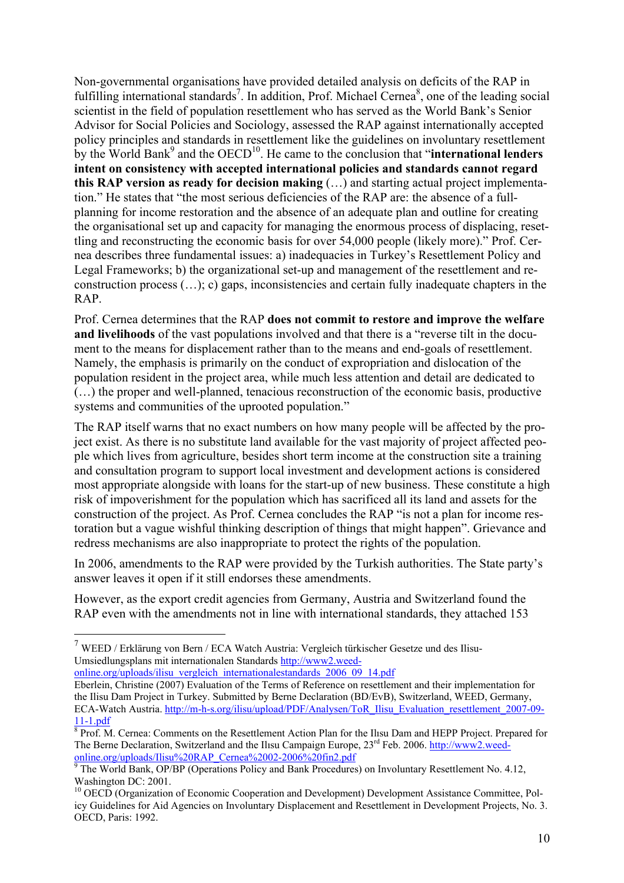Non-governmental organisations have provided detailed analysis on deficits of the RAP in fulfilling international standards[7]. In addition, Prof. Michael Cernea[8], one of the leading social scientist in the field of population resettlement who has served as the World Bank's Senior Advisor for Social Policies and Sociology, assessed the RAP against internationally accepted policy principles and standards in resettlement like the guidelines on involuntary resettlement by the World Bank[9] and the OECD[10]. He came to the conclusion that "**international lenders intent on consistency with accepted international policies and standards cannot regard this RAP version as ready for decision making** (…) and starting actual project implementation." He states that "the most serious deficiencies of the RAP are: the absence of a full-planning for income restoration and the absence of an adequate plan and outline for creating the organisational set up and capacity for managing the enormous process of displacing, resettling and reconstructing the economic basis for over 54,000 people (likely more)." Prof. Cernea describes three fundamental issues: a) inadequacies in Turkey's Resettlement Policy and Legal Frameworks; b) the organizational set-up and management of the resettlement and reconstruction process (…); c) gaps, inconsistencies and certain fully inadequate chapters in the RAP.

Prof. Cernea determines that the RAP **does not commit to restore and improve the welfare and livelihoods** of the vast populations involved and that there is a "reverse tilt in the document to the means for displacement rather than to the means and end-goals of resettlement. Namely, the emphasis is primarily on the conduct of expropriation and dislocation of the population resident in the project area, while much less attention and detail are dedicated to (…) the proper and well-planned, tenacious reconstruction of the economic basis, productive systems and communities of the uprooted population."

The RAP itself warns that no exact numbers on how many people will be affected by the project exist. As there is no substitute land available for the vast majority of project affected people which lives from agriculture, besides short term income at the construction site a training and consultation program to support local investment and development actions is considered most appropriate alongside with loans for the start-up of new business. These constitute a high risk of impoverishment for the population which has sacrificed all its land and assets for the construction of the project. As Prof. Cernea concludes the RAP "is not a plan for income restoration but a vague wishful thinking description of things that might happen". Grievance and redress mechanisms are also inappropriate to protect the rights of the population.

In 2006, amendments to the RAP were provided by the Turkish authorities. The State party's answer leaves it open if it still endorses these amendments.

However, as the export credit agencies from Germany, Austria and Switzerland found the RAP even with the amendments not in line with international standards, they attached 153

---

[7] WEED / Erklärung von Bern / ECA Watch Austria: Vergleich türkischer Gesetze und des Ilisu-Umsiedlungsplans mit internationalen Standards http://www2.weed-online.org/uploads/ilisu_vergleich_internationalestandards_2006_09_14.pdf
Eberlein, Christine (2007) Evaluation of the Terms of Reference on resettlement and their implementation for the Ilisu Dam Project in Turkey. Submitted by Berne Declaration (BD/EvB), Switzerland, WEED, Germany, ECA-Watch Austria. http://m-h-s.org/ilisu/upload/PDF/Analysen/ToR_Ilisu_Evaluation_resettlement_2007-09-11-1.pdf

[8] Prof. M. Cernea: Comments on the Resettlement Action Plan for the Ilısu Dam and HEPP Project. Prepared for The Berne Declaration, Switzerland and the Ilısu Campaign Europe, 23rd Feb. 2006. http://www2.weed-online.org/uploads/Ilisu%20RAP_Cernea%2002-2006%20fin2.pdf

[9] The World Bank, OP/BP (Operations Policy and Bank Procedures) on Involuntary Resettlement No. 4.12, Washington DC: 2001.

[10] OECD (Organization of Economic Cooperation and Development) Development Assistance Committee, Policy Guidelines for Aid Agencies on Involuntary Displacement and Resettlement in Development Projects, No. 3. OECD, Paris: 1992.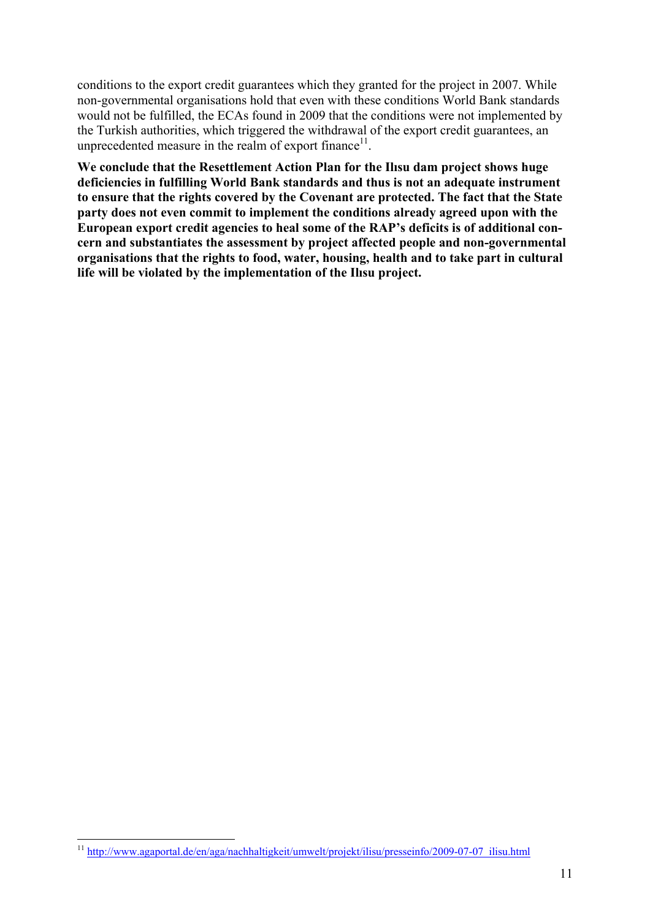conditions to the export credit guarantees which they granted for the project in 2007. While non-governmental organisations hold that even with these conditions World Bank standards would not be fulfilled, the ECAs found in 2009 that the conditions were not implemented by the Turkish authorities, which triggered the withdrawal of the export credit guarantees, an unprecedented measure in the realm of export finance[11].

**We conclude that the Resettlement Action Plan for the Ilısu dam project shows huge deficiencies in fulfilling World Bank standards and thus is not an adequate instrument to ensure that the rights covered by the Covenant are protected. The fact that the State party does not even commit to implement the conditions already agreed upon with the European export credit agencies to heal some of the RAP's deficits is of additional concern and substantiates the assessment by project affected people and non-governmental organisations that the rights to food, water, housing, health and to take part in cultural life will be violated by the implementation of the Ilısu project.**

---

[11] http://www.agaportal.de/en/aga/nachhaltigkeit/umwelt/projekt/ilisu/presseinfo/2009-07-07_ilisu.html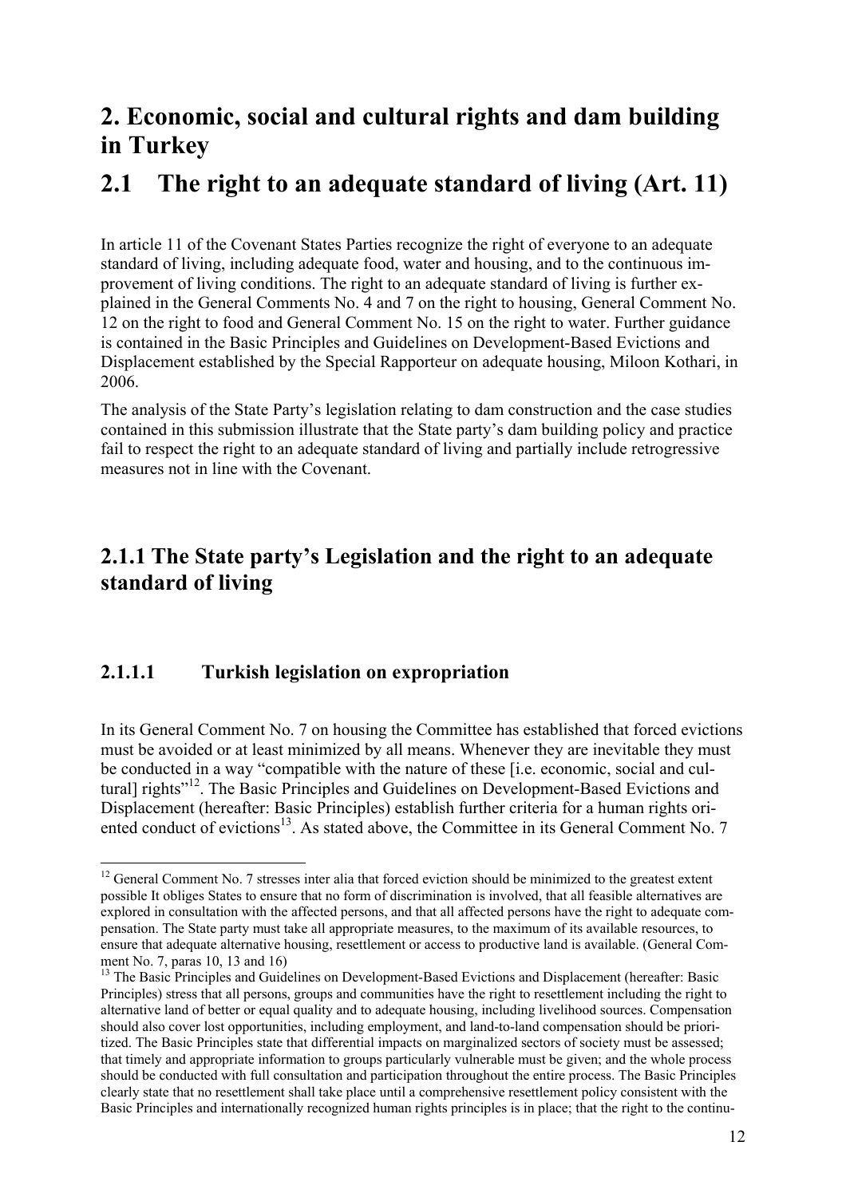# 2. Economic, social and cultural rights and dam building in Turkey

# 2.1 The right to an adequate standard of living (Art. 11)

In article 11 of the Covenant States Parties recognize the right of everyone to an adequate standard of living, including adequate food, water and housing, and to the continuous improvement of living conditions. The right to an adequate standard of living is further explained in the General Comments No. 4 and 7 on the right to housing, General Comment No. 12 on the right to food and General Comment No. 15 on the right to water. Further guidance is contained in the Basic Principles and Guidelines on Development-Based Evictions and Displacement established by the Special Rapporteur on adequate housing, Miloon Kothari, in 2006.

The analysis of the State Party's legislation relating to dam construction and the case studies contained in this submission illustrate that the State party's dam building policy and practice fail to respect the right to an adequate standard of living and partially include retrogressive measures not in line with the Covenant.

## 2.1.1 The State party's Legislation and the right to an adequate standard of living

### 2.1.1.1 Turkish legislation on expropriation

In its General Comment No. 7 on housing the Committee has established that forced evictions must be avoided or at least minimized by all means. Whenever they are inevitable they must be conducted in a way "compatible with the nature of these [i.e. economic, social and cultural] rights"[12]. The Basic Principles and Guidelines on Development-Based Evictions and Displacement (hereafter: Basic Principles) establish further criteria for a human rights oriented conduct of evictions[13]. As stated above, the Committee in its General Comment No. 7

---

[12] General Comment No. 7 stresses inter alia that forced eviction should be minimized to the greatest extent possible It obliges States to ensure that no form of discrimination is involved, that all feasible alternatives are explored in consultation with the affected persons, and that all affected persons have the right to adequate compensation. The State party must take all appropriate measures, to the maximum of its available resources, to ensure that adequate alternative housing, resettlement or access to productive land is available. (General Comment No. 7, paras 10, 13 and 16)

[13] The Basic Principles and Guidelines on Development-Based Evictions and Displacement (hereafter: Basic Principles) stress that all persons, groups and communities have the right to resettlement including the right to alternative land of better or equal quality and to adequate housing, including livelihood sources. Compensation should also cover lost opportunities, including employment, and land-to-land compensation should be prioritized. The Basic Principles state that differential impacts on marginalized sectors of society must be assessed; that timely and appropriate information to groups particularly vulnerable must be given; and the whole process should be conducted with full consultation and participation throughout the entire process. The Basic Principles clearly state that no resettlement shall take place until a comprehensive resettlement policy consistent with the Basic Principles and internationally recognized human rights principles is in place; that the right to the continu-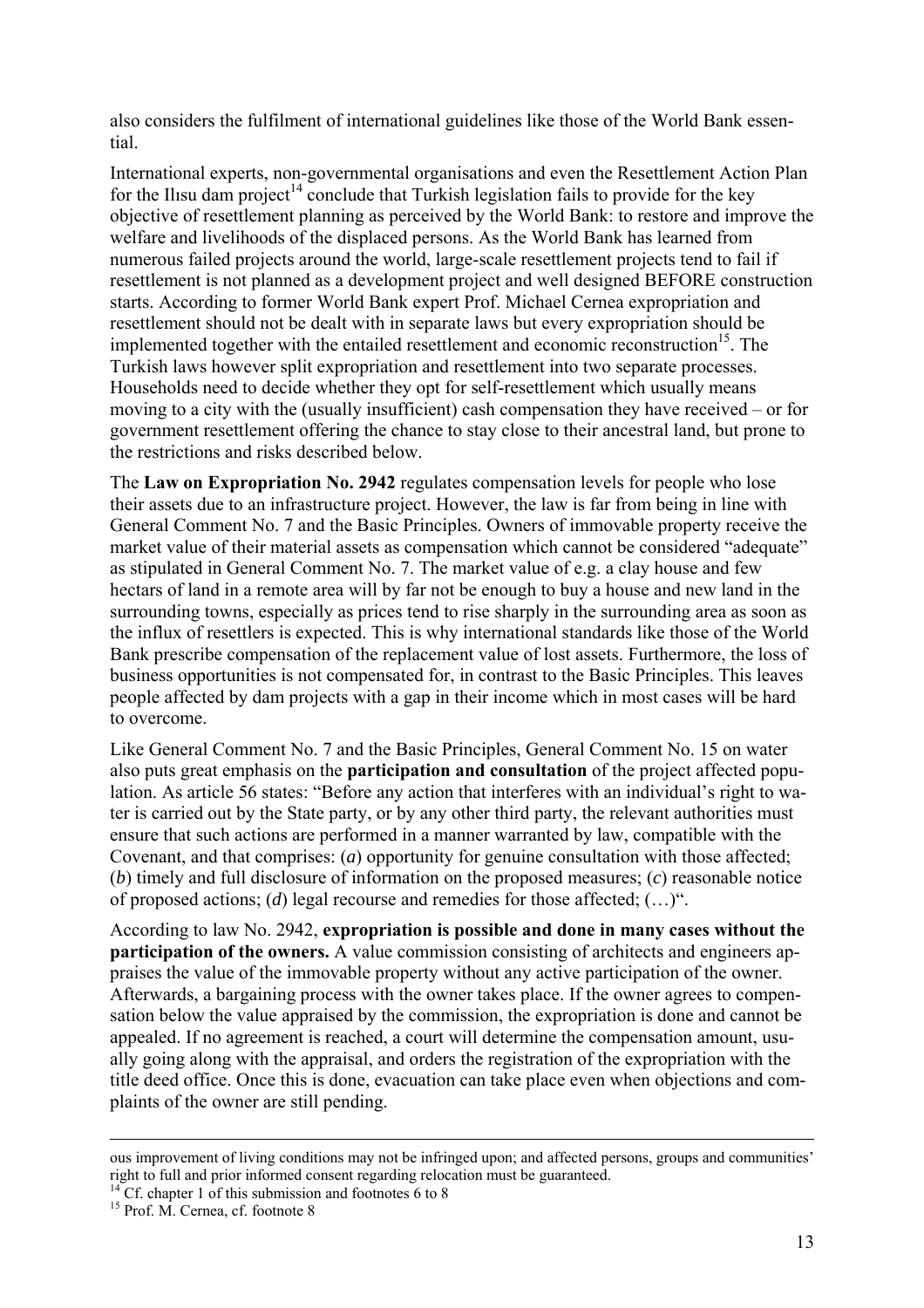also considers the fulfilment of international guidelines like those of the World Bank essential.

International experts, non-governmental organisations and even the Resettlement Action Plan for the Ilısu dam project[14] conclude that Turkish legislation fails to provide for the key objective of resettlement planning as perceived by the World Bank: to restore and improve the welfare and livelihoods of the displaced persons. As the World Bank has learned from numerous failed projects around the world, large-scale resettlement projects tend to fail if resettlement is not planned as a development project and well designed BEFORE construction starts. According to former World Bank expert Prof. Michael Cernea expropriation and resettlement should not be dealt with in separate laws but every expropriation should be implemented together with the entailed resettlement and economic reconstruction[15]. The Turkish laws however split expropriation and resettlement into two separate processes. Households need to decide whether they opt for self-resettlement which usually means moving to a city with the (usually insufficient) cash compensation they have received – or for government resettlement offering the chance to stay close to their ancestral land, but prone to the restrictions and risks described below.

The **Law on Expropriation No. 2942** regulates compensation levels for people who lose their assets due to an infrastructure project. However, the law is far from being in line with General Comment No. 7 and the Basic Principles. Owners of immovable property receive the market value of their material assets as compensation which cannot be considered "adequate" as stipulated in General Comment No. 7. The market value of e.g. a clay house and few hectars of land in a remote area will by far not be enough to buy a house and new land in the surrounding towns, especially as prices tend to rise sharply in the surrounding area as soon as the influx of resettlers is expected. This is why international standards like those of the World Bank prescribe compensation of the replacement value of lost assets. Furthermore, the loss of business opportunities is not compensated for, in contrast to the Basic Principles. This leaves people affected by dam projects with a gap in their income which in most cases will be hard to overcome.

Like General Comment No. 7 and the Basic Principles, General Comment No. 15 on water also puts great emphasis on the **participation and consultation** of the project affected population. As article 56 states: "Before any action that interferes with an individual's right to water is carried out by the State party, or by any other third party, the relevant authorities must ensure that such actions are performed in a manner warranted by law, compatible with the Covenant, and that comprises: (*a*) opportunity for genuine consultation with those affected; (*b*) timely and full disclosure of information on the proposed measures; (*c*) reasonable notice of proposed actions; (*d*) legal recourse and remedies for those affected; (…)".

According to law No. 2942, **expropriation is possible and done in many cases without the participation of the owners.** A value commission consisting of architects and engineers appraises the value of the immovable property without any active participation of the owner. Afterwards, a bargaining process with the owner takes place. If the owner agrees to compensation below the value appraised by the commission, the expropriation is done and cannot be appealed. If no agreement is reached, a court will determine the compensation amount, usually going along with the appraisal, and orders the registration of the expropriation with the title deed office. Once this is done, evacuation can take place even when objections and complaints of the owner are still pending.

---

ous improvement of living conditions may not be infringed upon; and affected persons, groups and communities' right to full and prior informed consent regarding relocation must be guaranteed.

[14] Cf. chapter 1 of this submission and footnotes 6 to 8

[15] Prof. M. Cernea, cf. footnote 8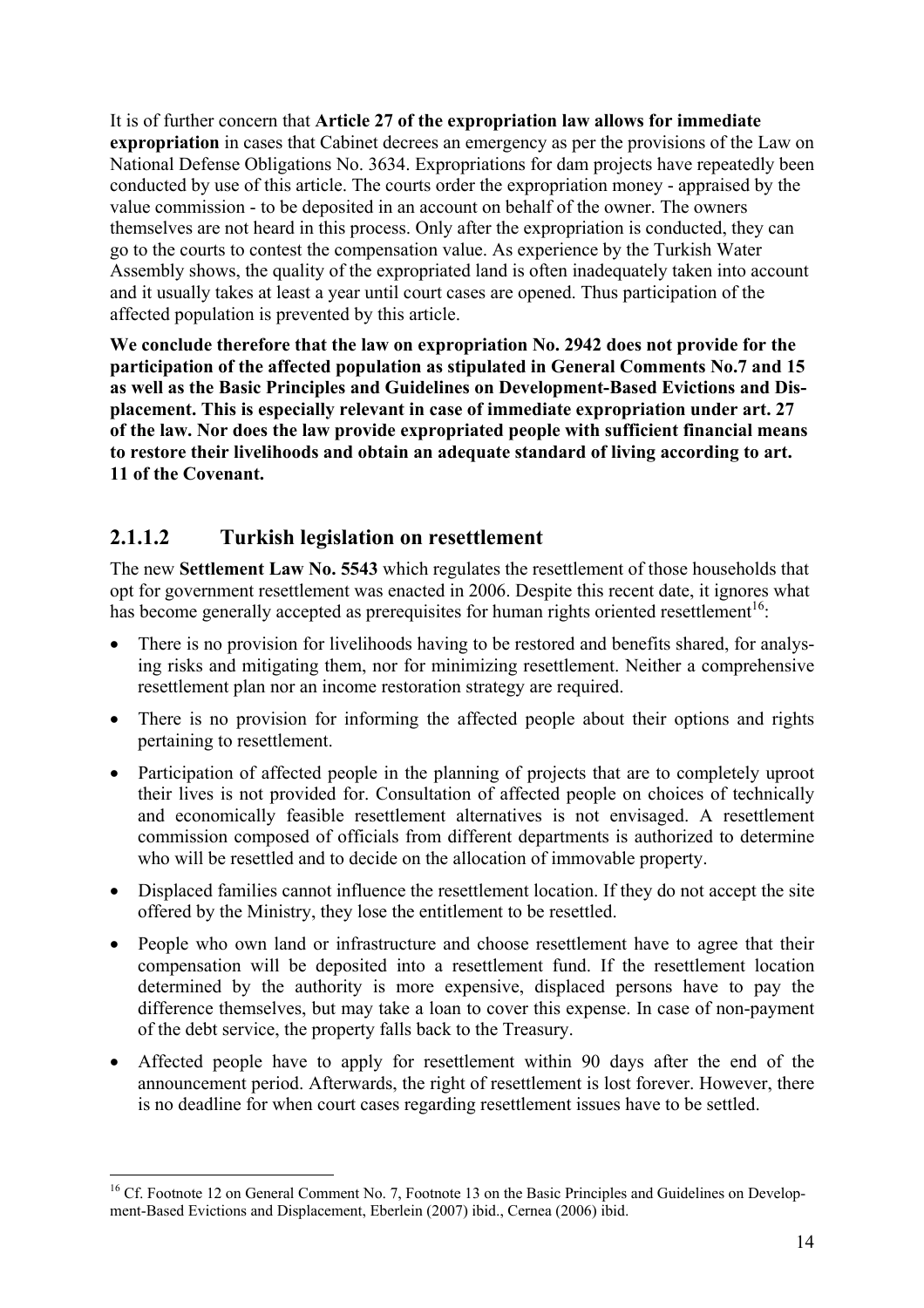It is of further concern that **Article 27 of the expropriation law allows for immediate expropriation** in cases that Cabinet decrees an emergency as per the provisions of the Law on National Defense Obligations No. 3634. Expropriations for dam projects have repeatedly been conducted by use of this article. The courts order the expropriation money - appraised by the value commission - to be deposited in an account on behalf of the owner. The owners themselves are not heard in this process. Only after the expropriation is conducted, they can go to the courts to contest the compensation value. As experience by the Turkish Water Assembly shows, the quality of the expropriated land is often inadequately taken into account and it usually takes at least a year until court cases are opened. Thus participation of the affected population is prevented by this article.

**We conclude therefore that the law on expropriation No. 2942 does not provide for the participation of the affected population as stipulated in General Comments No.7 and 15 as well as the Basic Principles and Guidelines on Development-Based Evictions and Displacement. This is especially relevant in case of immediate expropriation under art. 27 of the law. Nor does the law provide expropriated people with sufficient financial means to restore their livelihoods and obtain an adequate standard of living according to art. 11 of the Covenant.**

#### 2.1.1.2 Turkish legislation on resettlement

The new **Settlement Law No. 5543** which regulates the resettlement of those households that opt for government resettlement was enacted in 2006. Despite this recent date, it ignores what has become generally accepted as prerequisites for human rights oriented resettlement[16]:

- There is no provision for livelihoods having to be restored and benefits shared, for analysing risks and mitigating them, nor for minimizing resettlement. Neither a comprehensive resettlement plan nor an income restoration strategy are required.
- There is no provision for informing the affected people about their options and rights pertaining to resettlement.
- Participation of affected people in the planning of projects that are to completely uproot their lives is not provided for. Consultation of affected people on choices of technically and economically feasible resettlement alternatives is not envisaged. A resettlement commission composed of officials from different departments is authorized to determine who will be resettled and to decide on the allocation of immovable property.
- Displaced families cannot influence the resettlement location. If they do not accept the site offered by the Ministry, they lose the entitlement to be resettled.
- People who own land or infrastructure and choose resettlement have to agree that their compensation will be deposited into a resettlement fund. If the resettlement location determined by the authority is more expensive, displaced persons have to pay the difference themselves, but may take a loan to cover this expense. In case of non-payment of the debt service, the property falls back to the Treasury.
- Affected people have to apply for resettlement within 90 days after the end of the announcement period. Afterwards, the right of resettlement is lost forever. However, there is no deadline for when court cases regarding resettlement issues have to be settled.

[16] Cf. Footnote 12 on General Comment No. 7, Footnote 13 on the Basic Principles and Guidelines on Development-Based Evictions and Displacement, Eberlein (2007) ibid., Cernea (2006) ibid.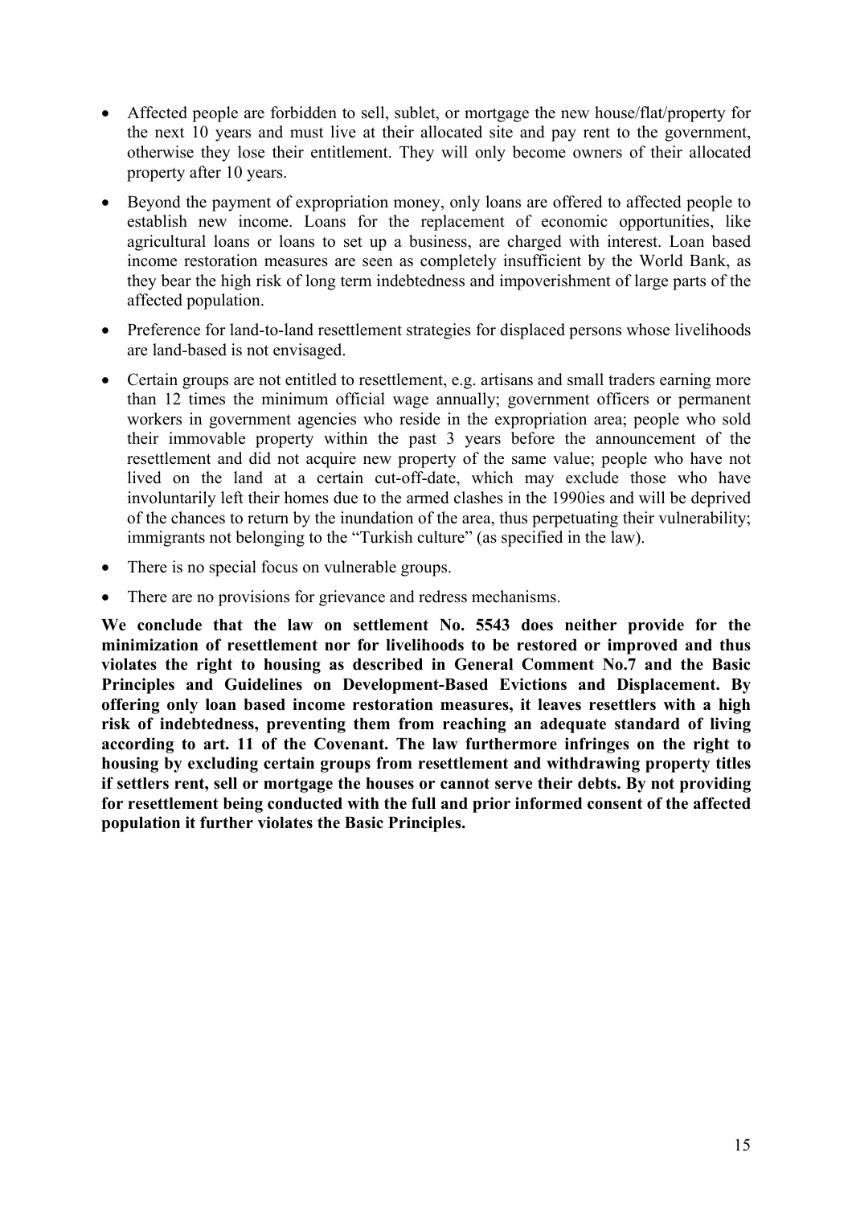- Affected people are forbidden to sell, sublet, or mortgage the new house/flat/property for the next 10 years and must live at their allocated site and pay rent to the government, otherwise they lose their entitlement. They will only become owners of their allocated property after 10 years.
- Beyond the payment of expropriation money, only loans are offered to affected people to establish new income. Loans for the replacement of economic opportunities, like agricultural loans or loans to set up a business, are charged with interest. Loan based income restoration measures are seen as completely insufficient by the World Bank, as they bear the high risk of long term indebtedness and impoverishment of large parts of the affected population.
- Preference for land-to-land resettlement strategies for displaced persons whose livelihoods are land-based is not envisaged.
- Certain groups are not entitled to resettlement, e.g. artisans and small traders earning more than 12 times the minimum official wage annually; government officers or permanent workers in government agencies who reside in the expropriation area; people who sold their immovable property within the past 3 years before the announcement of the resettlement and did not acquire new property of the same value; people who have not lived on the land at a certain cut-off-date, which may exclude those who have involuntarily left their homes due to the armed clashes in the 1990ies and will be deprived of the chances to return by the inundation of the area, thus perpetuating their vulnerability; immigrants not belonging to the "Turkish culture" (as specified in the law).
- There is no special focus on vulnerable groups.
- There are no provisions for grievance and redress mechanisms.

**We conclude that the law on settlement No. 5543 does neither provide for the minimization of resettlement nor for livelihoods to be restored or improved and thus violates the right to housing as described in General Comment No.7 and the Basic Principles and Guidelines on Development-Based Evictions and Displacement. By offering only loan based income restoration measures, it leaves resettlers with a high risk of indebtedness, preventing them from reaching an adequate standard of living according to art. 11 of the Covenant. The law furthermore infringes on the right to housing by excluding certain groups from resettlement and withdrawing property titles if settlers rent, sell or mortgage the houses or cannot serve their debts. By not providing for resettlement being conducted with the full and prior informed consent of the affected population it further violates the Basic Principles.**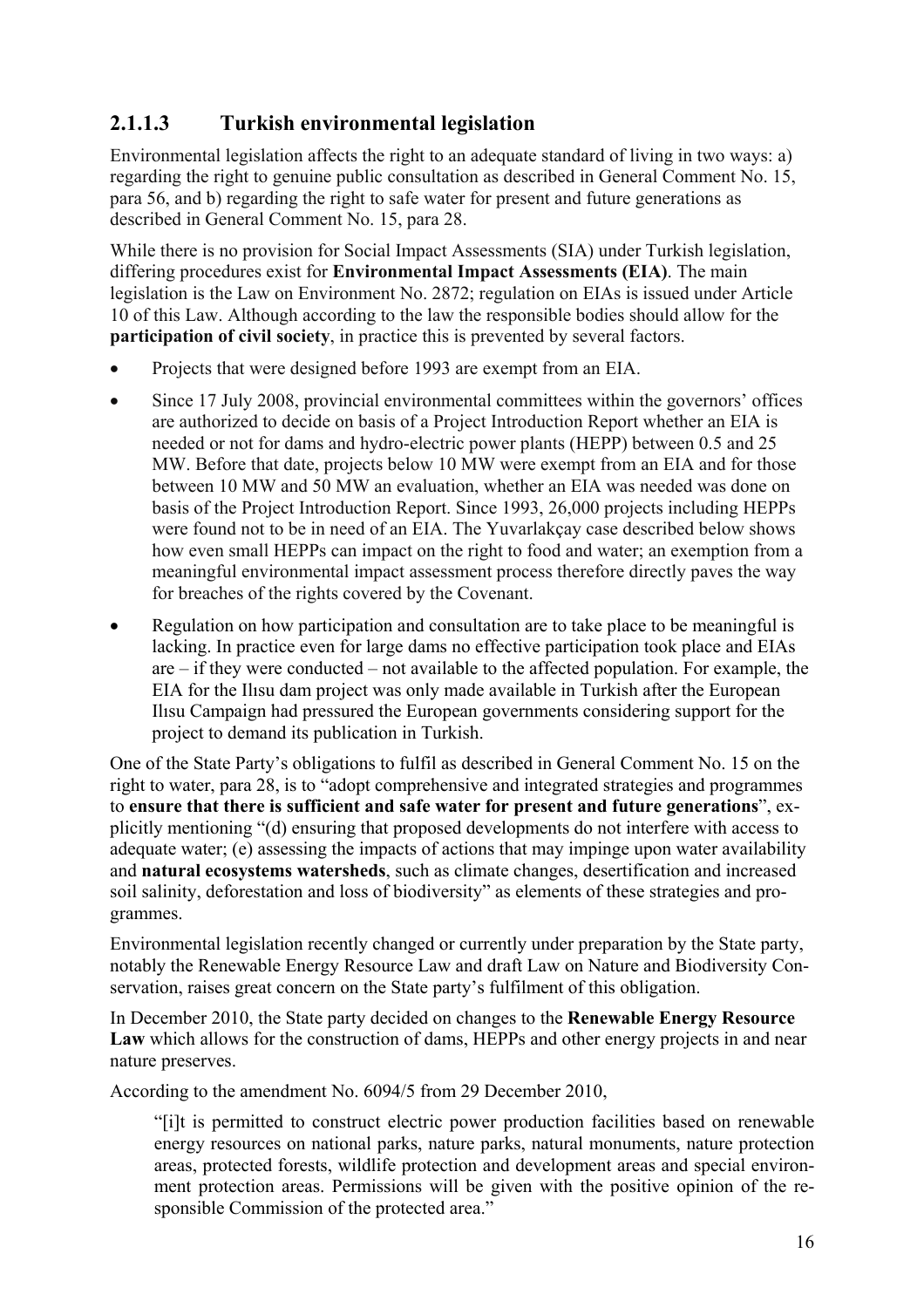### 2.1.1.3 Turkish environmental legislation

Environmental legislation affects the right to an adequate standard of living in two ways: a) regarding the right to genuine public consultation as described in General Comment No. 15, para 56, and b) regarding the right to safe water for present and future generations as described in General Comment No. 15, para 28.

While there is no provision for Social Impact Assessments (SIA) under Turkish legislation, differing procedures exist for **Environmental Impact Assessments (EIA)**. The main legislation is the Law on Environment No. 2872; regulation on EIAs is issued under Article 10 of this Law. Although according to the law the responsible bodies should allow for the **participation of civil society**, in practice this is prevented by several factors.

- Projects that were designed before 1993 are exempt from an EIA.
- Since 17 July 2008, provincial environmental committees within the governors' offices are authorized to decide on basis of a Project Introduction Report whether an EIA is needed or not for dams and hydro-electric power plants (HEPP) between 0.5 and 25 MW. Before that date, projects below 10 MW were exempt from an EIA and for those between 10 MW and 50 MW an evaluation, whether an EIA was needed was done on basis of the Project Introduction Report. Since 1993, 26,000 projects including HEPPs were found not to be in need of an EIA. The Yuvarlakçay case described below shows how even small HEPPs can impact on the right to food and water; an exemption from a meaningful environmental impact assessment process therefore directly paves the way for breaches of the rights covered by the Covenant.
- Regulation on how participation and consultation are to take place to be meaningful is lacking. In practice even for large dams no effective participation took place and EIAs are – if they were conducted – not available to the affected population. For example, the EIA for the Ilısu dam project was only made available in Turkish after the European Ilısu Campaign had pressured the European governments considering support for the project to demand its publication in Turkish.

One of the State Party's obligations to fulfil as described in General Comment No. 15 on the right to water, para 28, is to "adopt comprehensive and integrated strategies and programmes to **ensure that there is sufficient and safe water for present and future generations**", explicitly mentioning "(d) ensuring that proposed developments do not interfere with access to adequate water; (e) assessing the impacts of actions that may impinge upon water availability and **natural ecosystems watersheds**, such as climate changes, desertification and increased soil salinity, deforestation and loss of biodiversity" as elements of these strategies and programmes.

Environmental legislation recently changed or currently under preparation by the State party, notably the Renewable Energy Resource Law and draft Law on Nature and Biodiversity Conservation, raises great concern on the State party's fulfilment of this obligation.

In December 2010, the State party decided on changes to the **Renewable Energy Resource Law** which allows for the construction of dams, HEPPs and other energy projects in and near nature preserves.

According to the amendment No. 6094/5 from 29 December 2010,

> "[i]t is permitted to construct electric power production facilities based on renewable energy resources on national parks, nature parks, natural monuments, nature protection areas, protected forests, wildlife protection and development areas and special environment protection areas. Permissions will be given with the positive opinion of the responsible Commission of the protected area."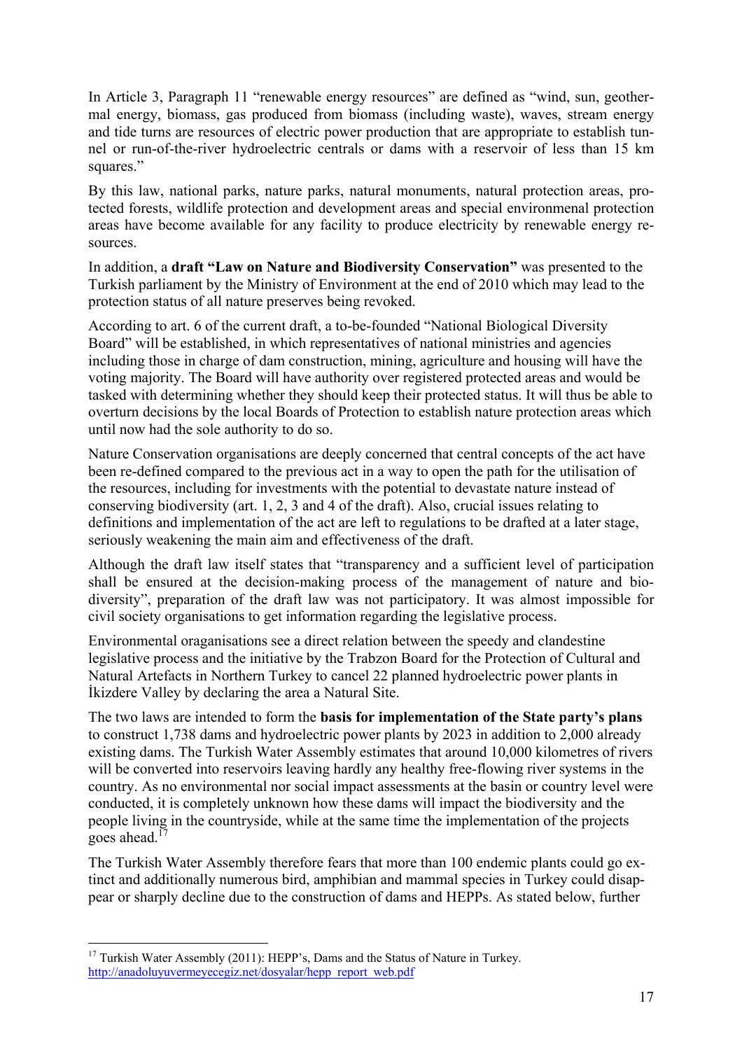In Article 3, Paragraph 11 "renewable energy resources" are defined as "wind, sun, geothermal energy, biomass, gas produced from biomass (including waste), waves, stream energy and tide turns are resources of electric power production that are appropriate to establish tunnel or run-of-the-river hydroelectric centrals or dams with a reservoir of less than 15 km squares."

By this law, national parks, nature parks, natural monuments, natural protection areas, protected forests, wildlife protection and development areas and special environmenal protection areas have become available for any facility to produce electricity by renewable energy resources.

In addition, a **draft "Law on Nature and Biodiversity Conservation"** was presented to the Turkish parliament by the Ministry of Environment at the end of 2010 which may lead to the protection status of all nature preserves being revoked.

According to art. 6 of the current draft, a to-be-founded "National Biological Diversity Board" will be established, in which representatives of national ministries and agencies including those in charge of dam construction, mining, agriculture and housing will have the voting majority. The Board will have authority over registered protected areas and would be tasked with determining whether they should keep their protected status. It will thus be able to overturn decisions by the local Boards of Protection to establish nature protection areas which until now had the sole authority to do so.

Nature Conservation organisations are deeply concerned that central concepts of the act have been re-defined compared to the previous act in a way to open the path for the utilisation of the resources, including for investments with the potential to devastate nature instead of conserving biodiversity (art. 1, 2, 3 and 4 of the draft). Also, crucial issues relating to definitions and implementation of the act are left to regulations to be drafted at a later stage, seriously weakening the main aim and effectiveness of the draft.

Although the draft law itself states that "transparency and a sufficient level of participation shall be ensured at the decision-making process of the management of nature and biodiversity", preparation of the draft law was not participatory. It was almost impossible for civil society organisations to get information regarding the legislative process.

Environmental oraganisations see a direct relation between the speedy and clandestine legislative process and the initiative by the Trabzon Board for the Protection of Cultural and Natural Artefacts in Northern Turkey to cancel 22 planned hydroelectric power plants in İkizdere Valley by declaring the area a Natural Site.

The two laws are intended to form the **basis for implementation of the State party's plans** to construct 1,738 dams and hydroelectric power plants by 2023 in addition to 2,000 already existing dams. The Turkish Water Assembly estimates that around 10,000 kilometres of rivers will be converted into reservoirs leaving hardly any healthy free-flowing river systems in the country. As no environmental nor social impact assessments at the basin or country level were conducted, it is completely unknown how these dams will impact the biodiversity and the people living in the countryside, while at the same time the implementation of the projects goes ahead.[17]

The Turkish Water Assembly therefore fears that more than 100 endemic plants could go extinct and additionally numerous bird, amphibian and mammal species in Turkey could disappear or sharply decline due to the construction of dams and HEPPs. As stated below, further

[17] Turkish Water Assembly (2011): HEPP's, Dams and the Status of Nature in Turkey. http://anadoluyuvermeyecegiz.net/dosyalar/hepp_report_web.pdf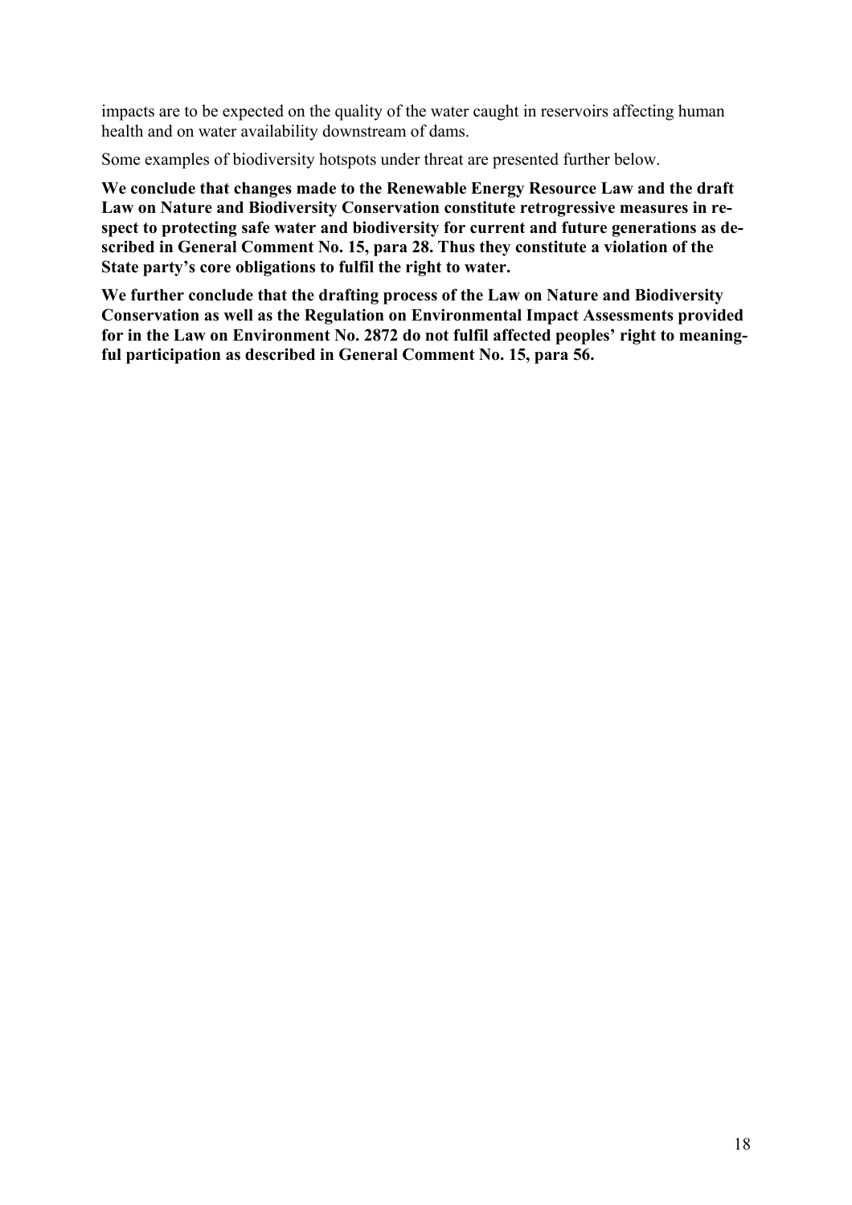impacts are to be expected on the quality of the water caught in reservoirs affecting human health and on water availability downstream of dams.

Some examples of biodiversity hotspots under threat are presented further below.

**We conclude that changes made to the Renewable Energy Resource Law and the draft Law on Nature and Biodiversity Conservation constitute retrogressive measures in respect to protecting safe water and biodiversity for current and future generations as described in General Comment No. 15, para 28. Thus they constitute a violation of the State party's core obligations to fulfil the right to water.**

**We further conclude that the drafting process of the Law on Nature and Biodiversity Conservation as well as the Regulation on Environmental Impact Assessments provided for in the Law on Environment No. 2872 do not fulfil affected peoples' right to meaningful participation as described in General Comment No. 15, para 56.**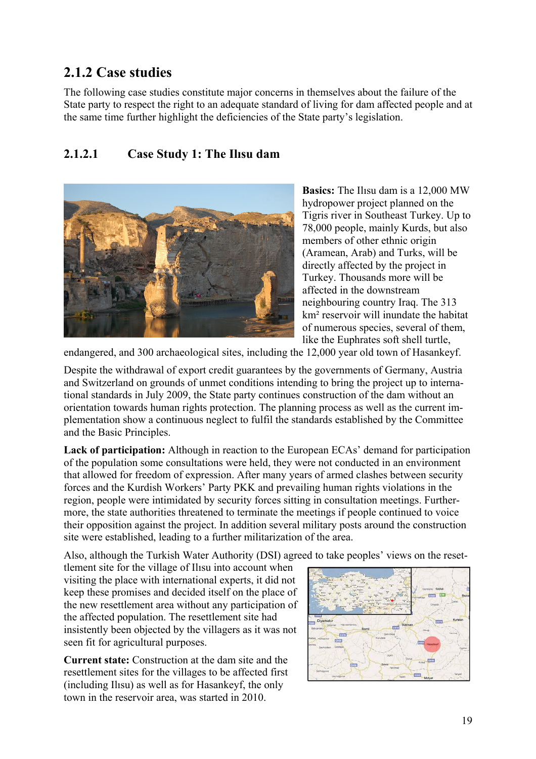### 2.1.2 Case studies

The following case studies constitute major concerns in themselves about the failure of the State party to respect the right to an adequate standard of living for dam affected people and at the same time further highlight the deficiencies of the State party's legislation.

#### 2.1.2.1 Case Study 1: The Ilısu dam

**Basics:** The Ilısu dam is a 12,000 MW hydropower project planned on the Tigris river in Southeast Turkey. Up to 78,000 people, mainly Kurds, but also members of other ethnic origin (Aramean, Arab) and Turks, will be directly affected by the project in Turkey. Thousands more will be affected in the downstream neighbouring country Iraq. The 313 km² reservoir will inundate the habitat of numerous species, several of them, like the Euphrates soft shell turtle, endangered, and 300 archaeological sites, including the 12,000 year old town of Hasankeyf.

Despite the withdrawal of export credit guarantees by the governments of Germany, Austria and Switzerland on grounds of unmet conditions intending to bring the project up to international standards in July 2009, the State party continues construction of the dam without an orientation towards human rights protection. The planning process as well as the current implementation show a continuous neglect to fulfil the standards established by the Committee and the Basic Principles.

**Lack of participation:** Although in reaction to the European ECAs' demand for participation of the population some consultations were held, they were not conducted in an environment that allowed for freedom of expression. After many years of armed clashes between security forces and the Kurdish Workers' Party PKK and prevailing human rights violations in the region, people were intimidated by security forces sitting in consultation meetings. Furthermore, the state authorities threatened to terminate the meetings if people continued to voice their opposition against the project. In addition several military posts around the construction site were established, leading to a further militarization of the area.

Also, although the Turkish Water Authority (DSI) agreed to take peoples' views on the resettlement site for the village of Ilısu into account when visiting the place with international experts, it did not keep these promises and decided itself on the place of the new resettlement area without any participation of the affected population. The resettlement site had insistently been objected by the villagers as it was not seen fit for agricultural purposes.

**Current state:** Construction at the dam site and the resettlement sites for the villages to be affected first (including Ilısu) as well as for Hasankeyf, the only town in the reservoir area, was started in 2010.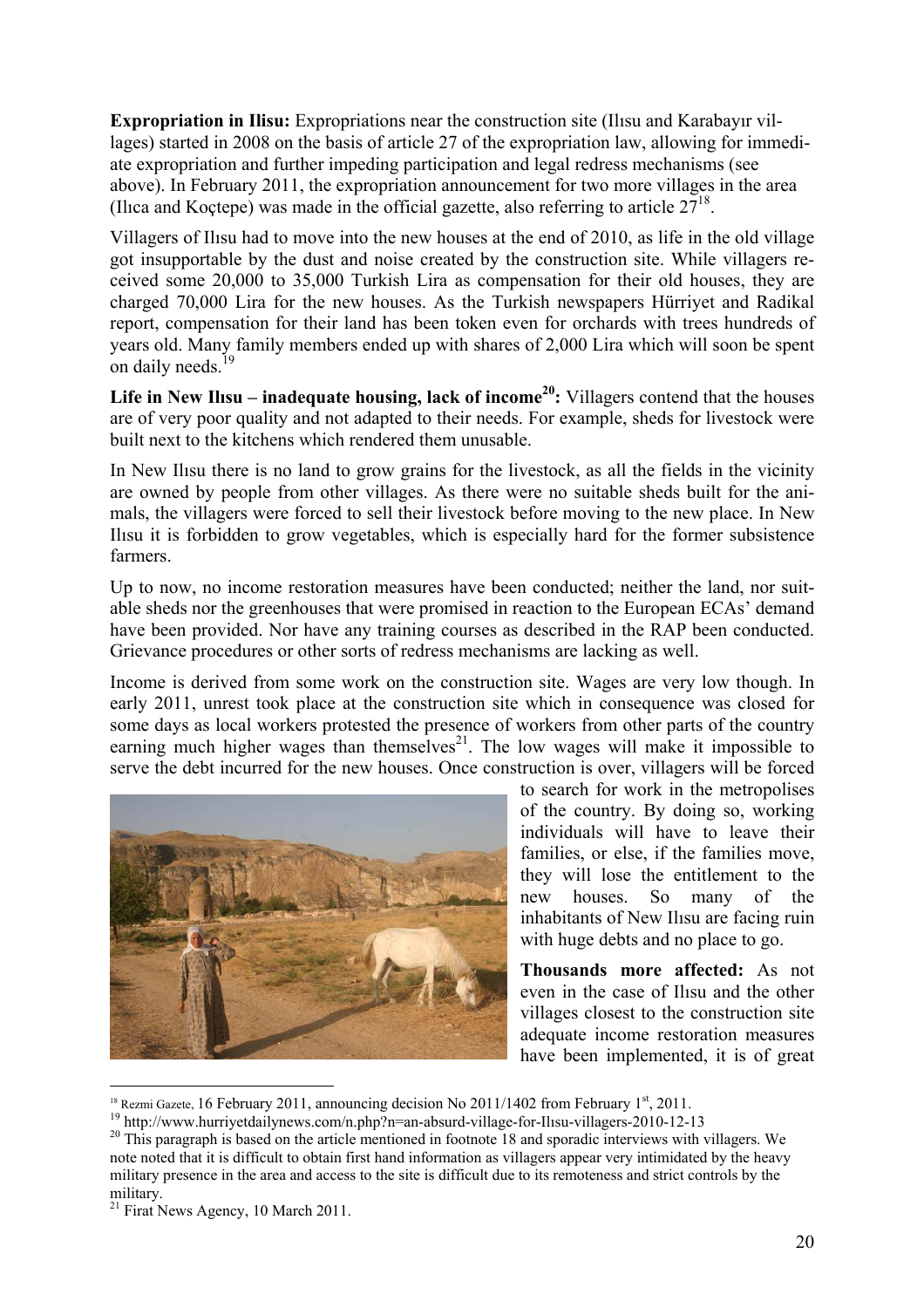**Expropriation in Ilisu:** Expropriations near the construction site (Ilısu and Karabayır villages) started in 2008 on the basis of article 27 of the expropriation law, allowing for immediate expropriation and further impeding participation and legal redress mechanisms (see above). In February 2011, the expropriation announcement for two more villages in the area (Ilıca and Koçtepe) was made in the official gazette, also referring to article 27[18].

Villagers of Ilısu had to move into the new houses at the end of 2010, as life in the old village got insupportable by the dust and noise created by the construction site. While villagers received some 20,000 to 35,000 Turkish Lira as compensation for their old houses, they are charged 70,000 Lira for the new houses. As the Turkish newspapers Hürriyet and Radikal report, compensation for their land has been token even for orchards with trees hundreds of years old. Many family members ended up with shares of 2,000 Lira which will soon be spent on daily needs.[19]

**Life in New Ilısu – inadequate housing, lack of income[20]:** Villagers contend that the houses are of very poor quality and not adapted to their needs. For example, sheds for livestock were built next to the kitchens which rendered them unusable.

In New Ilısu there is no land to grow grains for the livestock, as all the fields in the vicinity are owned by people from other villages. As there were no suitable sheds built for the animals, the villagers were forced to sell their livestock before moving to the new place. In New Ilısu it is forbidden to grow vegetables, which is especially hard for the former subsistence farmers.

Up to now, no income restoration measures have been conducted; neither the land, nor suitable sheds nor the greenhouses that were promised in reaction to the European ECAs' demand have been provided. Nor have any training courses as described in the RAP been conducted. Grievance procedures or other sorts of redress mechanisms are lacking as well.

Income is derived from some work on the construction site. Wages are very low though. In early 2011, unrest took place at the construction site which in consequence was closed for some days as local workers protested the presence of workers from other parts of the country earning much higher wages than themselves[21]. The low wages will make it impossible to serve the debt incurred for the new houses. Once construction is over, villagers will be forced to search for work in the metropolises of the country. By doing so, working individuals will have to leave their families, or else, if the families move, they will lose the entitlement to the new houses. So many of the inhabitants of New Ilısu are facing ruin with huge debts and no place to go.

**Thousands more affected:** As not even in the case of Ilısu and the other villages closest to the construction site adequate income restoration measures have been implemented, it is of great

---

[18] Rezmi Gazete, 16 February 2011, announcing decision No 2011/1402 from February 1st, 2011.

[19] http://www.hurriyetdailynews.com/n.php?n=an-absurd-village-for-Ilısu-villagers-2010-12-13

[20] This paragraph is based on the article mentioned in footnote 18 and sporadic interviews with villagers. We note noted that it is difficult to obtain first hand information as villagers appear very intimidated by the heavy military presence in the area and access to the site is difficult due to its remoteness and strict controls by the military.

[21] Firat News Agency, 10 March 2011.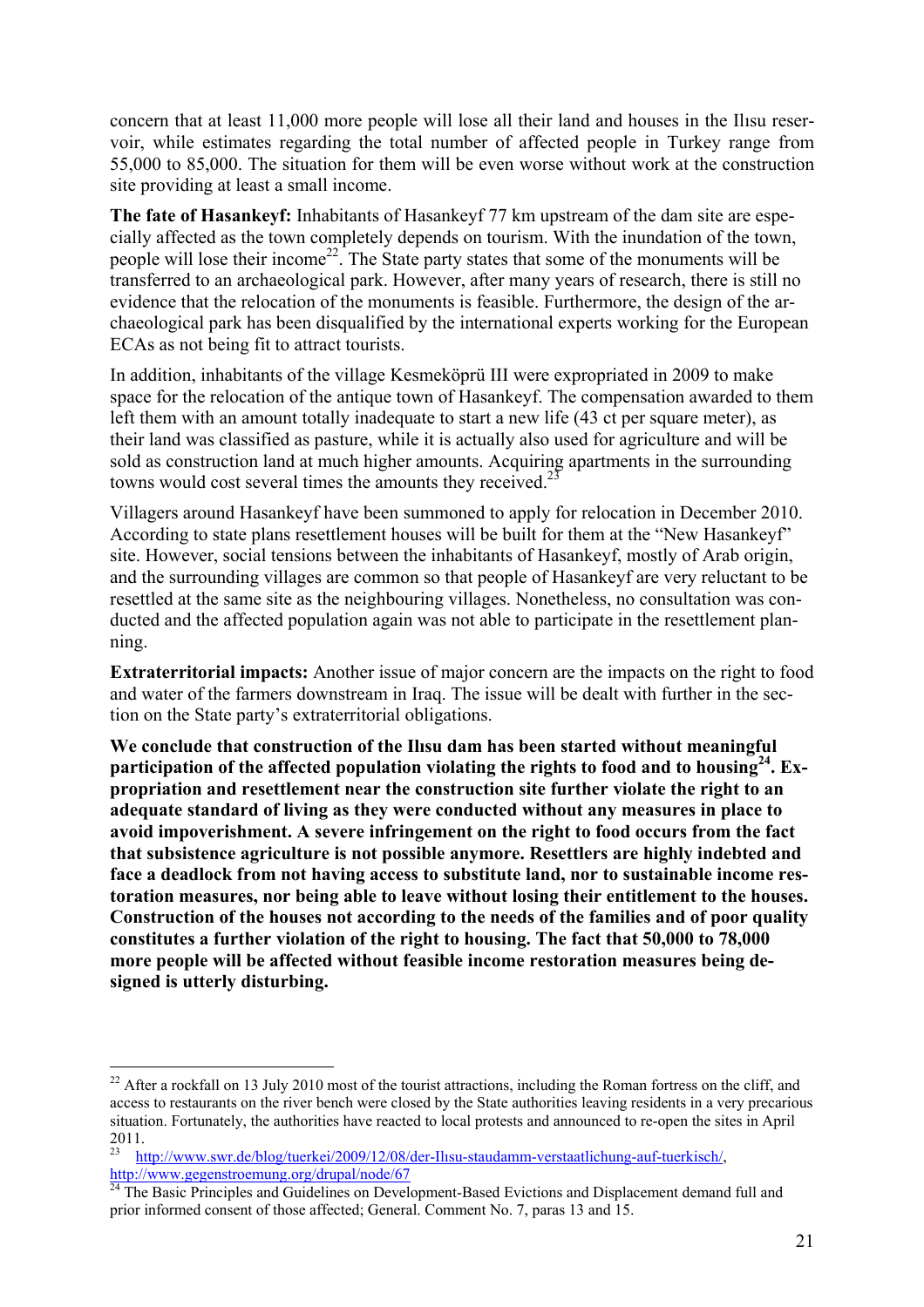concern that at least 11,000 more people will lose all their land and houses in the Ilısu reservoir, while estimates regarding the total number of affected people in Turkey range from 55,000 to 85,000. The situation for them will be even worse without work at the construction site providing at least a small income.

**The fate of Hasankeyf:** Inhabitants of Hasankeyf 77 km upstream of the dam site are especially affected as the town completely depends on tourism. With the inundation of the town, people will lose their income[22]. The State party states that some of the monuments will be transferred to an archaeological park. However, after many years of research, there is still no evidence that the relocation of the monuments is feasible. Furthermore, the design of the archaeological park has been disqualified by the international experts working for the European ECAs as not being fit to attract tourists.

In addition, inhabitants of the village Kesmeköprü III were expropriated in 2009 to make space for the relocation of the antique town of Hasankeyf. The compensation awarded to them left them with an amount totally inadequate to start a new life (43 ct per square meter), as their land was classified as pasture, while it is actually also used for agriculture and will be sold as construction land at much higher amounts. Acquiring apartments in the surrounding towns would cost several times the amounts they received.[23]

Villagers around Hasankeyf have been summoned to apply for relocation in December 2010. According to state plans resettlement houses will be built for them at the "New Hasankeyf" site. However, social tensions between the inhabitants of Hasankeyf, mostly of Arab origin, and the surrounding villages are common so that people of Hasankeyf are very reluctant to be resettled at the same site as the neighbouring villages. Nonetheless, no consultation was conducted and the affected population again was not able to participate in the resettlement planning.

**Extraterritorial impacts:** Another issue of major concern are the impacts on the right to food and water of the farmers downstream in Iraq. The issue will be dealt with further in the section on the State party's extraterritorial obligations.

**We conclude that construction of the Ilısu dam has been started without meaningful participation of the affected population violating the rights to food and to housing[24]. Expropriation and resettlement near the construction site further violate the right to an adequate standard of living as they were conducted without any measures in place to avoid impoverishment. A severe infringement on the right to food occurs from the fact that subsistence agriculture is not possible anymore. Resettlers are highly indebted and face a deadlock from not having access to substitute land, nor to sustainable income restoration measures, nor being able to leave without losing their entitlement to the houses. Construction of the houses not according to the needs of the families and of poor quality constitutes a further violation of the right to housing. The fact that 50,000 to 78,000 more people will be affected without feasible income restoration measures being designed is utterly disturbing.**

---

[22] After a rockfall on 13 July 2010 most of the tourist attractions, including the Roman fortress on the cliff, and access to restaurants on the river bench were closed by the State authorities leaving residents in a very precarious situation. Fortunately, the authorities have reacted to local protests and announced to re-open the sites in April 2011.

[23] http://www.swr.de/blog/tuerkei/2009/12/08/der-Ilısu-staudamm-verstaatlichung-auf-tuerkisch/, http://www.gegenstroemung.org/drupal/node/67

[24] The Basic Principles and Guidelines on Development-Based Evictions and Displacement demand full and prior informed consent of those affected; General. Comment No. 7, paras 13 and 15.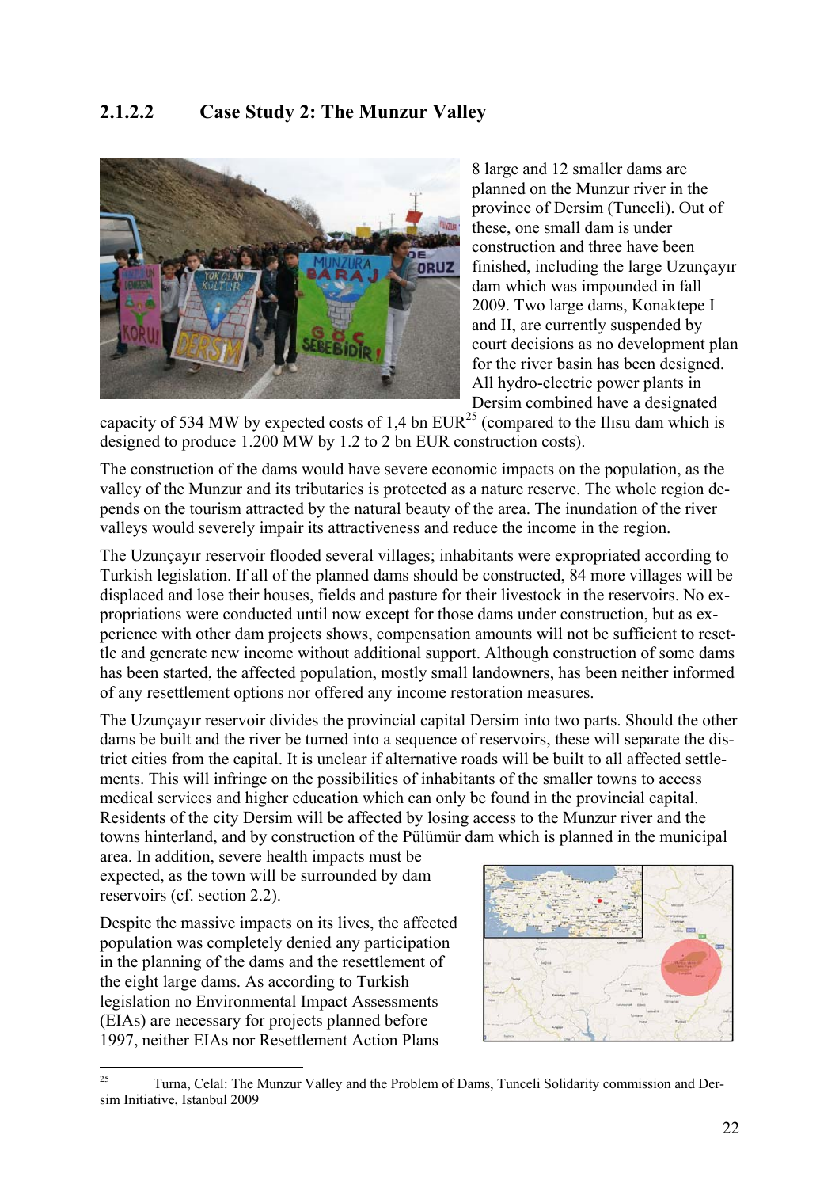### 2.1.2.2 Case Study 2: The Munzur Valley

8 large and 12 smaller dams are planned on the Munzur river in the province of Dersim (Tunceli). Out of these, one small dam is under construction and three have been finished, including the large Uzunçayır dam which was impounded in fall 2009. Two large dams, Konaktepe I and II, are currently suspended by court decisions as no development plan for the river basin has been designed. All hydro-electric power plants in Dersim combined have a designated capacity of 534 MW by expected costs of 1,4 bn EUR[25] (compared to the Ilısu dam which is designed to produce 1.200 MW by 1.2 to 2 bn EUR construction costs).

The construction of the dams would have severe economic impacts on the population, as the valley of the Munzur and its tributaries is protected as a nature reserve. The whole region depends on the tourism attracted by the natural beauty of the area. The inundation of the river valleys would severely impair its attractiveness and reduce the income in the region.

The Uzunçayır reservoir flooded several villages; inhabitants were expropriated according to Turkish legislation. If all of the planned dams should be constructed, 84 more villages will be displaced and lose their houses, fields and pasture for their livestock in the reservoirs. No expropriations were conducted until now except for those dams under construction, but as experience with other dam projects shows, compensation amounts will not be sufficient to resettle and generate new income without additional support. Although construction of some dams has been started, the affected population, mostly small landowners, has been neither informed of any resettlement options nor offered any income restoration measures.

The Uzunçayır reservoir divides the provincial capital Dersim into two parts. Should the other dams be built and the river be turned into a sequence of reservoirs, these will separate the district cities from the capital. It is unclear if alternative roads will be built to all affected settlements. This will infringe on the possibilities of inhabitants of the smaller towns to access medical services and higher education which can only be found in the provincial capital. Residents of the city Dersim will be affected by losing access to the Munzur river and the towns hinterland, and by construction of the Pülümür dam which is planned in the municipal area. In addition, severe health impacts must be expected, as the town will be surrounded by dam reservoirs (cf. section 2.2).

Despite the massive impacts on its lives, the affected population was completely denied any participation in the planning of the dams and the resettlement of the eight large dams. As according to Turkish legislation no Environmental Impact Assessments (EIAs) are necessary for projects planned before 1997, neither EIAs nor Resettlement Action Plans

---

[25] Turna, Celal: The Munzur Valley and the Problem of Dams, Tunceli Solidarity commission and Dersim Initiative, Istanbul 2009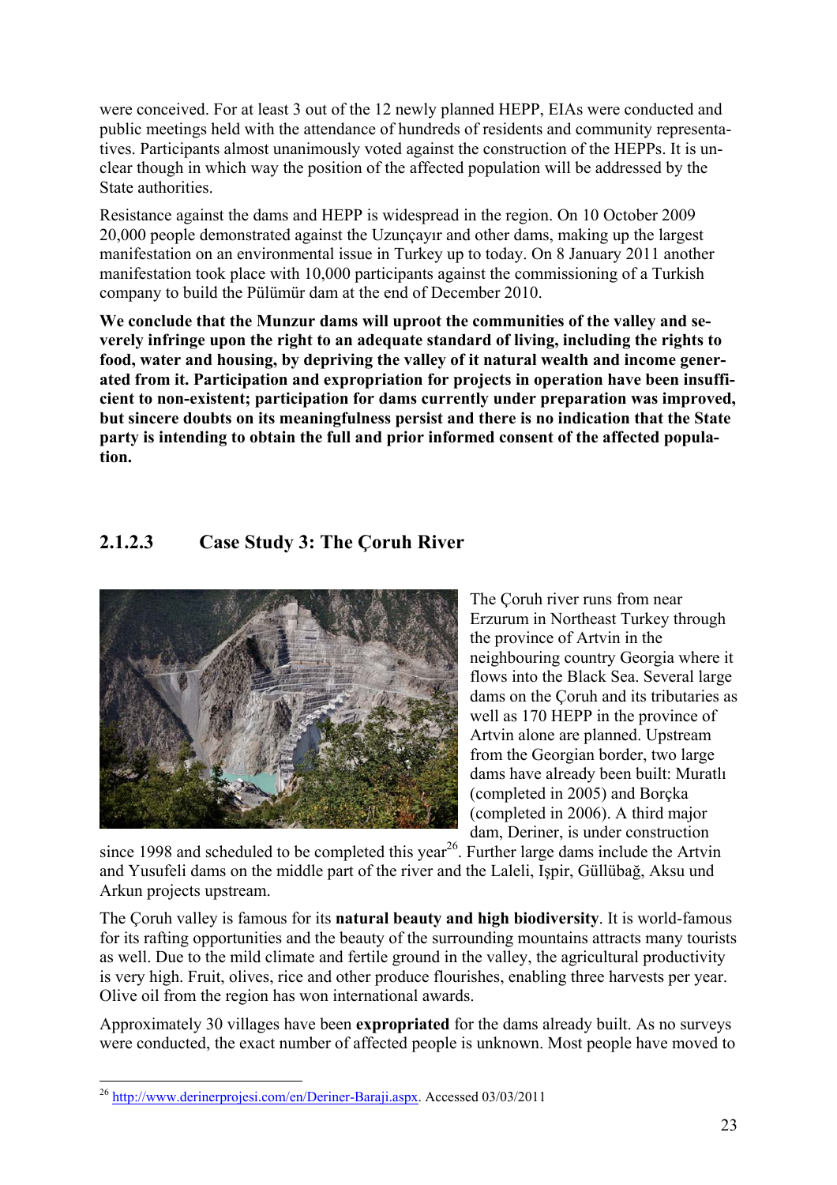were conceived. For at least 3 out of the 12 newly planned HEPP, EIAs were conducted and public meetings held with the attendance of hundreds of residents and community representatives. Participants almost unanimously voted against the construction of the HEPPs. It is unclear though in which way the position of the affected population will be addressed by the State authorities.

Resistance against the dams and HEPP is widespread in the region. On 10 October 2009 20,000 people demonstrated against the Uzunçayır and other dams, making up the largest manifestation on an environmental issue in Turkey up to today. On 8 January 2011 another manifestation took place with 10,000 participants against the commissioning of a Turkish company to build the Pülümür dam at the end of December 2010.

**We conclude that the Munzur dams will uproot the communities of the valley and severely infringe upon the right to an adequate standard of living, including the rights to food, water and housing, by depriving the valley of it natural wealth and income generated from it. Participation and expropriation for projects in operation have been insufficient to non-existent; participation for dams currently under preparation was improved, but sincere doubts on its meaningfulness persist and there is no indication that the State party is intending to obtain the full and prior informed consent of the affected population.**

### 2.1.2.3 Case Study 3: The Çoruh River

The Çoruh river runs from near Erzurum in Northeast Turkey through the province of Artvin in the neighbouring country Georgia where it flows into the Black Sea. Several large dams on the Çoruh and its tributaries as well as 170 HEPP in the province of Artvin alone are planned. Upstream from the Georgian border, two large dams have already been built: Muratlı (completed in 2005) and Borçka (completed in 2006). A third major dam, Deriner, is under construction since 1998 and scheduled to be completed this year[26]. Further large dams include the Artvin and Yusufeli dams on the middle part of the river and the Laleli, Işpir, Güllübağ, Aksu und Arkun projects upstream.

The Çoruh valley is famous for its **natural beauty and high biodiversity**. It is world-famous for its rafting opportunities and the beauty of the surrounding mountains attracts many tourists as well. Due to the mild climate and fertile ground in the valley, the agricultural productivity is very high. Fruit, olives, rice and other produce flourishes, enabling three harvests per year. Olive oil from the region has won international awards.

Approximately 30 villages have been **expropriated** for the dams already built. As no surveys were conducted, the exact number of affected people is unknown. Most people have moved to

[26] http://www.derinerprojesi.com/en/Deriner-Baraji.aspx. Accessed 03/03/2011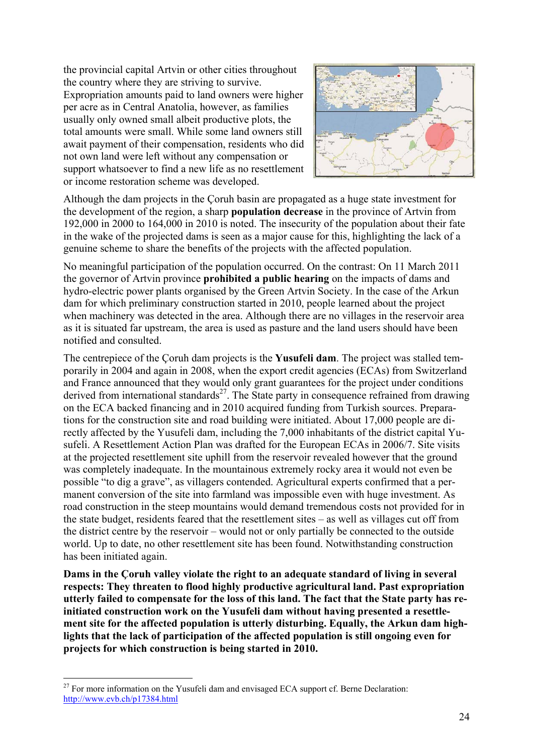the provincial capital Artvin or other cities throughout the country where they are striving to survive. Expropriation amounts paid to land owners were higher per acre as in Central Anatolia, however, as families usually only owned small albeit productive plots, the total amounts were small. While some land owners still await payment of their compensation, residents who did not own land were left without any compensation or support whatsoever to find a new life as no resettlement or income restoration scheme was developed.

Although the dam projects in the Çoruh basin are propagated as a huge state investment for the development of the region, a sharp **population decrease** in the province of Artvin from 192,000 in 2000 to 164,000 in 2010 is noted. The insecurity of the population about their fate in the wake of the projected dams is seen as a major cause for this, highlighting the lack of a genuine scheme to share the benefits of the projects with the affected population.

No meaningful participation of the population occurred. On the contrast: On 11 March 2011 the governor of Artvin province **prohibited a public hearing** on the impacts of dams and hydro-electric power plants organised by the Green Artvin Society. In the case of the Arkun dam for which preliminary construction started in 2010, people learned about the project when machinery was detected in the area. Although there are no villages in the reservoir area as it is situated far upstream, the area is used as pasture and the land users should have been notified and consulted.

The centrepiece of the Çoruh dam projects is the **Yusufeli dam**. The project was stalled temporarily in 2004 and again in 2008, when the export credit agencies (ECAs) from Switzerland and France announced that they would only grant guarantees for the project under conditions derived from international standards[27]. The State party in consequence refrained from drawing on the ECA backed financing and in 2010 acquired funding from Turkish sources. Preparations for the construction site and road building were initiated. About 17,000 people are directly affected by the Yusufeli dam, including the 7,000 inhabitants of the district capital Yusufeli. A Resettlement Action Plan was drafted for the European ECAs in 2006/7. Site visits at the projected resettlement site uphill from the reservoir revealed however that the ground was completely inadequate. In the mountainous extremely rocky area it would not even be possible "to dig a grave", as villagers contended. Agricultural experts confirmed that a permanent conversion of the site into farmland was impossible even with huge investment. As road construction in the steep mountains would demand tremendous costs not provided for in the state budget, residents feared that the resettlement sites – as well as villages cut off from the district centre by the reservoir – would not or only partially be connected to the outside world. Up to date, no other resettlement site has been found. Notwithstanding construction has been initiated again.

**Dams in the Çoruh valley violate the right to an adequate standard of living in several respects: They threaten to flood highly productive agricultural land. Past expropriation utterly failed to compensate for the loss of this land. The fact that the State party has re-initiated construction work on the Yusufeli dam without having presented a resettlement site for the affected population is utterly disturbing. Equally, the Arkun dam highlights that the lack of participation of the affected population is still ongoing even for projects for which construction is being started in 2010.**

---

[27] For more information on the Yusufeli dam and envisaged ECA support cf. Berne Declaration: http://www.evb.ch/p17384.html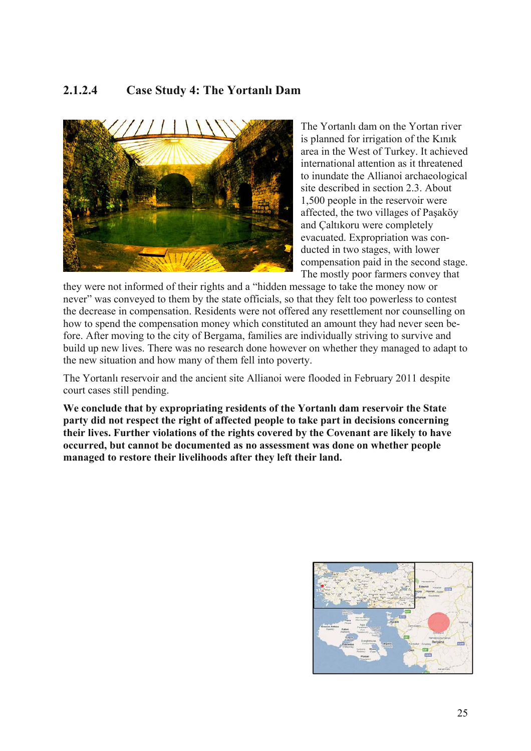### 2.1.2.4 Case Study 4: The Yortanlı Dam

The Yortanlı dam on the Yortan river is planned for irrigation of the Kınık area in the West of Turkey. It achieved international attention as it threatened to inundate the Allianoi archaeological site described in section 2.3. About 1,500 people in the reservoir were affected, the two villages of Paşaköy and Çaltıkoru were completely evacuated. Expropriation was conducted in two stages, with lower compensation paid in the second stage. The mostly poor farmers convey that they were not informed of their rights and a "hidden message to take the money now or never" was conveyed to them by the state officials, so that they felt too powerless to contest the decrease in compensation. Residents were not offered any resettlement nor counselling on how to spend the compensation money which constituted an amount they had never seen before. After moving to the city of Bergama, families are individually striving to survive and build up new lives. There was no research done however on whether they managed to adapt to the new situation and how many of them fell into poverty.

The Yortanlı reservoir and the ancient site Allianoi were flooded in February 2011 despite court cases still pending.

**We conclude that by expropriating residents of the Yortanlı dam reservoir the State party did not respect the right of affected people to take part in decisions concerning their lives. Further violations of the rights covered by the Covenant are likely to have occurred, but cannot be documented as no assessment was done on whether people managed to restore their livelihoods after they left their land.**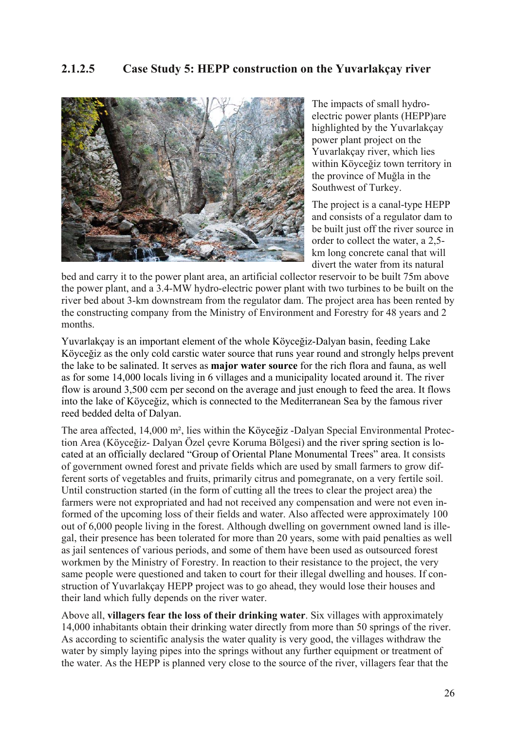### 2.1.2.5 Case Study 5: HEPP construction on the Yuvarlakçay river

The impacts of small hydro-electric power plants (HEPP)are highlighted by the Yuvarlakçay power plant project on the Yuvarlakçay river, which lies within Köyceğiz town territory in the province of Muğla in the Southwest of Turkey.

The project is a canal-type HEPP and consists of a regulator dam to be built just off the river source in order to collect the water, a 2,5-km long concrete canal that will divert the water from its natural bed and carry it to the power plant area, an artificial collector reservoir to be built 75m above the power plant, and a 3.4-MW hydro-electric power plant with two turbines to be built on the river bed about 3-km downstream from the regulator dam. The project area has been rented by the constructing company from the Ministry of Environment and Forestry for 48 years and 2 months.

Yuvarlakçay is an important element of the whole Köyceğiz-Dalyan basin, feeding Lake Köyceğiz as the only cold carstic water source that runs year round and strongly helps prevent the lake to be salinated. It serves as **major water source** for the rich flora and fauna, as well as for some 14,000 locals living in 6 villages and a municipality located around it. The river flow is around 3,500 ccm per second on the average and just enough to feed the area. It flows into the lake of Köyceğiz, which is connected to the Mediterranean Sea by the famous river reed bedded delta of Dalyan.

The area affected, 14,000 m², lies within the Köyceğiz -Dalyan Special Environmental Protection Area (Köyceğiz- Dalyan Özel çevre Koruma Bölgesi) and the river spring section is located at an officially declared "Group of Oriental Plane Monumental Trees" area. It consists of government owned forest and private fields which are used by small farmers to grow different sorts of vegetables and fruits, primarily citrus and pomegranate, on a very fertile soil. Until construction started (in the form of cutting all the trees to clear the project area) the farmers were not expropriated and had not received any compensation and were not even informed of the upcoming loss of their fields and water. Also affected were approximately 100 out of 6,000 people living in the forest. Although dwelling on government owned land is illegal, their presence has been tolerated for more than 20 years, some with paid penalties as well as jail sentences of various periods, and some of them have been used as outsourced forest workmen by the Ministry of Forestry. In reaction to their resistance to the project, the very same people were questioned and taken to court for their illegal dwelling and houses. If construction of Yuvarlakçay HEPP project was to go ahead, they would lose their houses and their land which fully depends on the river water.

Above all, **villagers fear the loss of their drinking water**. Six villages with approximately 14,000 inhabitants obtain their drinking water directly from more than 50 springs of the river. As according to scientific analysis the water quality is very good, the villages withdraw the water by simply laying pipes into the springs without any further equipment or treatment of the water. As the HEPP is planned very close to the source of the river, villagers fear that the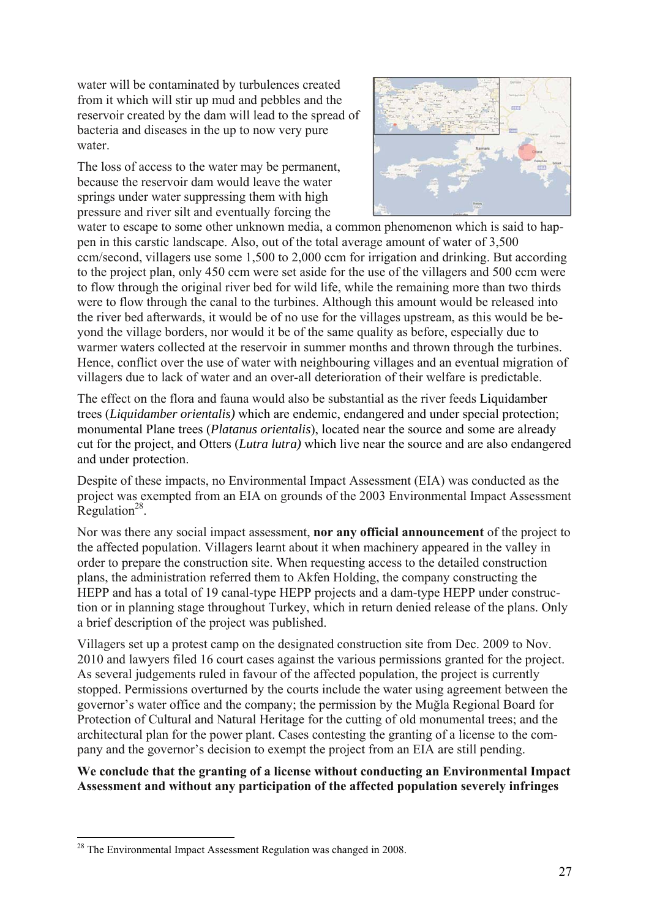water will be contaminated by turbulences created from it which will stir up mud and pebbles and the reservoir created by the dam will lead to the spread of bacteria and diseases in the up to now very pure water.

The loss of access to the water may be permanent, because the reservoir dam would leave the water springs under water suppressing them with high pressure and river silt and eventually forcing the water to escape to some other unknown media, a common phenomenon which is said to happen in this carstic landscape. Also, out of the total average amount of water of 3,500 ccm/second, villagers use some 1,500 to 2,000 ccm for irrigation and drinking. But according to the project plan, only 450 ccm were set aside for the use of the villagers and 500 ccm were to flow through the original river bed for wild life, while the remaining more than two thirds were to flow through the canal to the turbines. Although this amount would be released into the river bed afterwards, it would be of no use for the villages upstream, as this would be beyond the village borders, nor would it be of the same quality as before, especially due to warmer waters collected at the reservoir in summer months and thrown through the turbines. Hence, conflict over the use of water with neighbouring villages and an eventual migration of villagers due to lack of water and an over-all deterioration of their welfare is predictable.

The effect on the flora and fauna would also be substantial as the river feeds Liquidamber trees (*Liquidamber orientalis)* which are endemic, endangered and under special protection; monumental Plane trees (*Platanus orientalis*), located near the source and some are already cut for the project, and Otters (*Lutra lutra)* which live near the source and are also endangered and under protection.

Despite of these impacts, no Environmental Impact Assessment (EIA) was conducted as the project was exempted from an EIA on grounds of the 2003 Environmental Impact Assessment Regulation[28].

Nor was there any social impact assessment, **nor any official announcement** of the project to the affected population. Villagers learnt about it when machinery appeared in the valley in order to prepare the construction site. When requesting access to the detailed construction plans, the administration referred them to Akfen Holding, the company constructing the HEPP and has a total of 19 canal-type HEPP projects and a dam-type HEPP under construction or in planning stage throughout Turkey, which in return denied release of the plans. Only a brief description of the project was published.

Villagers set up a protest camp on the designated construction site from Dec. 2009 to Nov. 2010 and lawyers filed 16 court cases against the various permissions granted for the project. As several judgements ruled in favour of the affected population, the project is currently stopped. Permissions overturned by the courts include the water using agreement between the governor's water office and the company; the permission by the Muğla Regional Board for Protection of Cultural and Natural Heritage for the cutting of old monumental trees; and the architectural plan for the power plant. Cases contesting the granting of a license to the company and the governor's decision to exempt the project from an EIA are still pending.

**We conclude that the granting of a license without conducting an Environmental Impact Assessment and without any participation of the affected population severely infringes**

[28] The Environmental Impact Assessment Regulation was changed in 2008.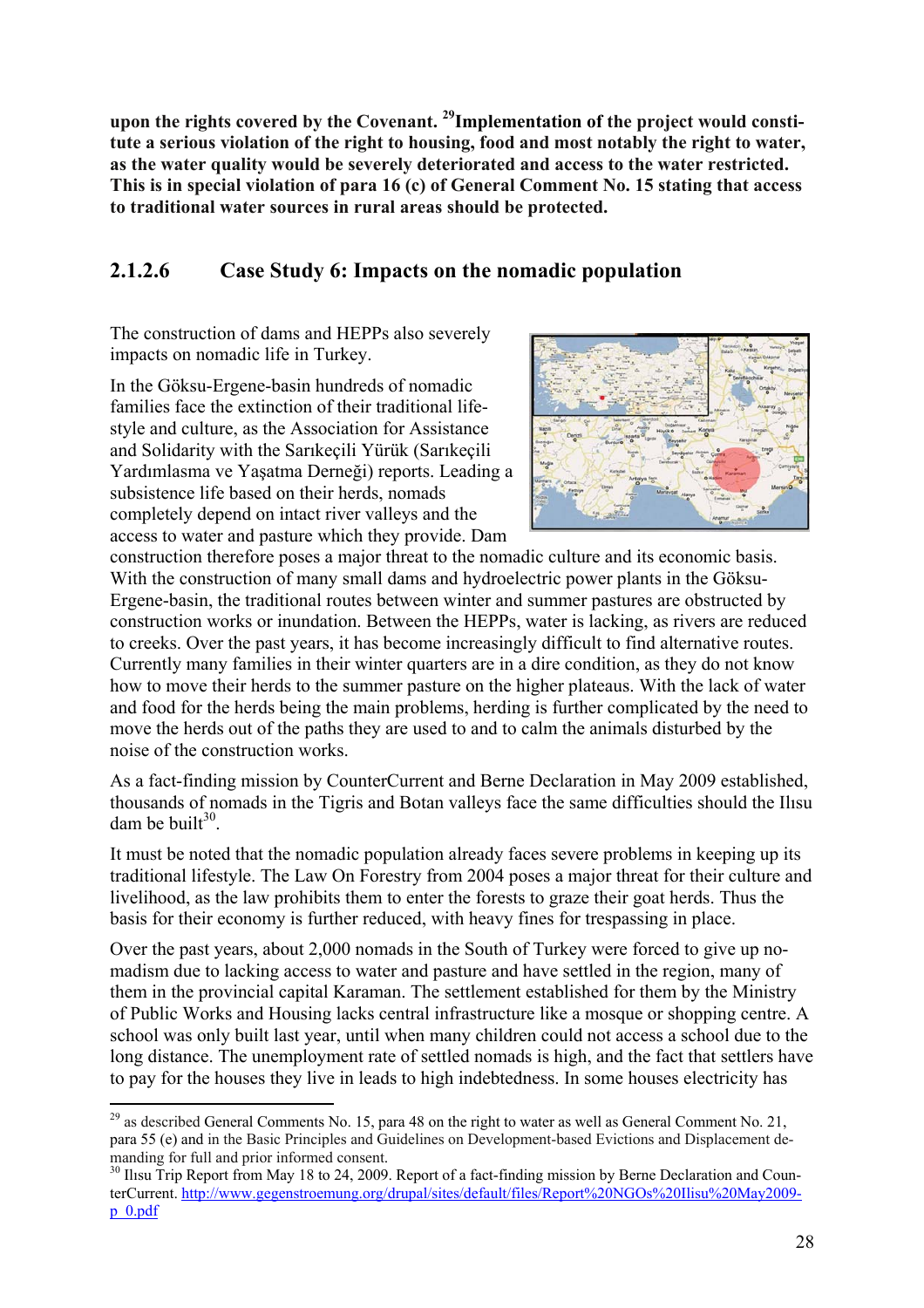**upon the rights covered by the Covenant.** [29]**Implementation of the project would constitute a serious violation of the right to housing, food and most notably the right to water, as the water quality would be severely deteriorated and access to the water restricted. This is in special violation of para 16 (c) of General Comment No. 15 stating that access to traditional water sources in rural areas should be protected.**

### 2.1.2.6 Case Study 6: Impacts on the nomadic population

The construction of dams and HEPPs also severely impacts on nomadic life in Turkey.

In the Göksu-Ergene-basin hundreds of nomadic families face the extinction of their traditional life-style and culture, as the Association for Assistance and Solidarity with the Sarıkeçili Yürük (Sarıkeçili Yardımlasma ve Yaşatma Derneği) reports. Leading a subsistence life based on their herds, nomads completely depend on intact river valleys and the access to water and pasture which they provide. Dam construction therefore poses a major threat to the nomadic culture and its economic basis. With the construction of many small dams and hydroelectric power plants in the Göksu-Ergene-basin, the traditional routes between winter and summer pastures are obstructed by construction works or inundation. Between the HEPPs, water is lacking, as rivers are reduced to creeks. Over the past years, it has become increasingly difficult to find alternative routes. Currently many families in their winter quarters are in a dire condition, as they do not know how to move their herds to the summer pasture on the higher plateaus. With the lack of water and food for the herds being the main problems, herding is further complicated by the need to move the herds out of the paths they are used to and to calm the animals disturbed by the noise of the construction works.

As a fact-finding mission by CounterCurrent and Berne Declaration in May 2009 established, thousands of nomads in the Tigris and Botan valleys face the same difficulties should the Ilısu dam be built[30].

It must be noted that the nomadic population already faces severe problems in keeping up its traditional lifestyle. The Law On Forestry from 2004 poses a major threat for their culture and livelihood, as the law prohibits them to enter the forests to graze their goat herds. Thus the basis for their economy is further reduced, with heavy fines for trespassing in place.

Over the past years, about 2,000 nomads in the South of Turkey were forced to give up nomadism due to lacking access to water and pasture and have settled in the region, many of them in the provincial capital Karaman. The settlement established for them by the Ministry of Public Works and Housing lacks central infrastructure like a mosque or shopping centre. A school was only built last year, until when many children could not access a school due to the long distance. The unemployment rate of settled nomads is high, and the fact that settlers have to pay for the houses they live in leads to high indebtedness. In some houses electricity has

---

[29] as described General Comments No. 15, para 48 on the right to water as well as General Comment No. 21, para 55 (e) and in the Basic Principles and Guidelines on Development-based Evictions and Displacement demanding for full and prior informed consent.

[30] Ilısu Trip Report from May 18 to 24, 2009. Report of a fact-finding mission by Berne Declaration and CounterCurrent. http://www.gegenstroemung.org/drupal/sites/default/files/Report%20NGOs%20Ilisu%20May2009-p_0.pdf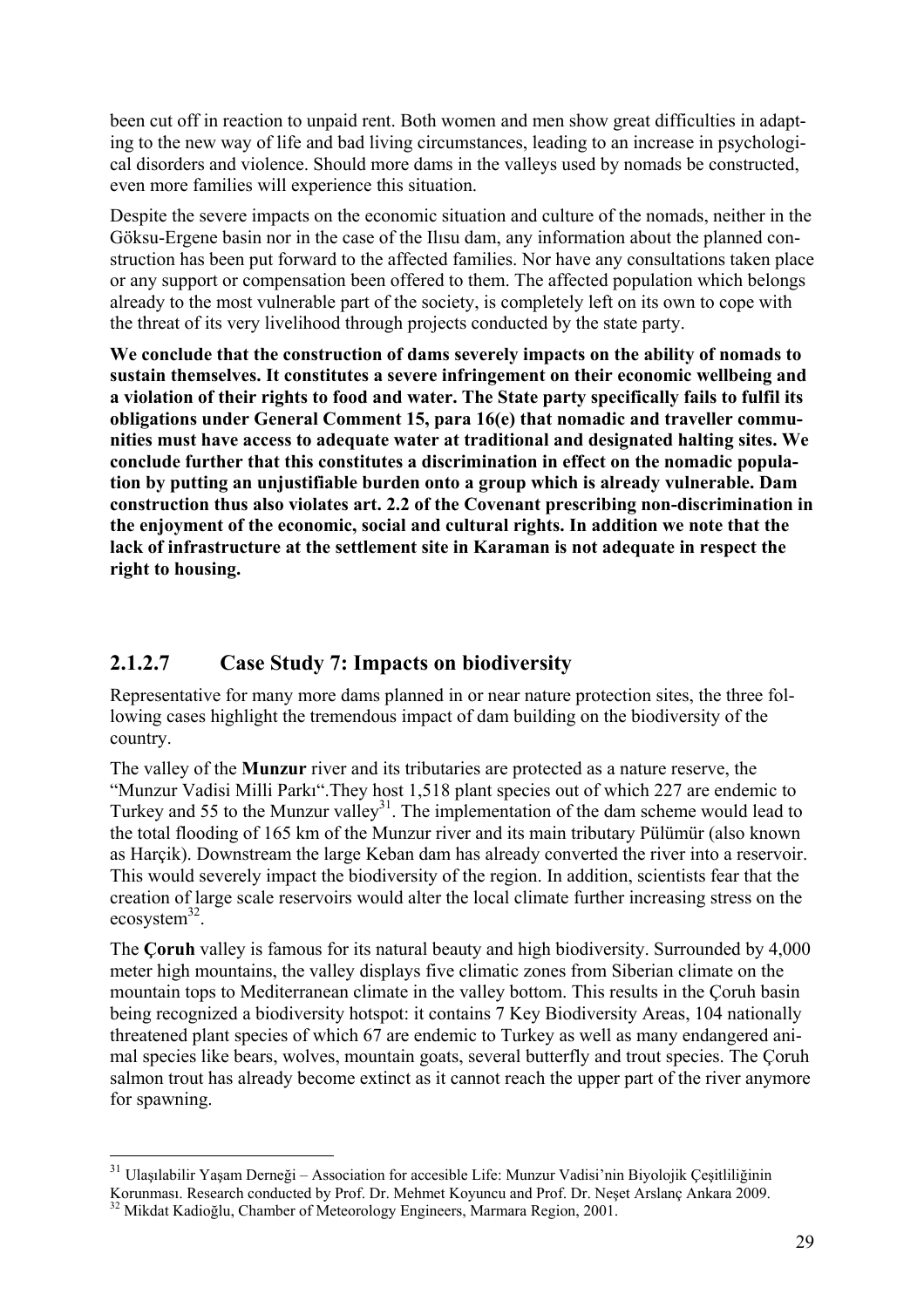been cut off in reaction to unpaid rent. Both women and men show great difficulties in adapting to the new way of life and bad living circumstances, leading to an increase in psychological disorders and violence. Should more dams in the valleys used by nomads be constructed, even more families will experience this situation.

Despite the severe impacts on the economic situation and culture of the nomads, neither in the Göksu-Ergene basin nor in the case of the Ilısu dam, any information about the planned construction has been put forward to the affected families. Nor have any consultations taken place or any support or compensation been offered to them. The affected population which belongs already to the most vulnerable part of the society, is completely left on its own to cope with the threat of its very livelihood through projects conducted by the state party.

**We conclude that the construction of dams severely impacts on the ability of nomads to sustain themselves. It constitutes a severe infringement on their economic wellbeing and a violation of their rights to food and water. The State party specifically fails to fulfil its obligations under General Comment 15, para 16(e) that nomadic and traveller communities must have access to adequate water at traditional and designated halting sites. We conclude further that this constitutes a discrimination in effect on the nomadic population by putting an unjustifiable burden onto a group which is already vulnerable. Dam construction thus also violates art. 2.2 of the Covenant prescribing non-discrimination in the enjoyment of the economic, social and cultural rights. In addition we note that the lack of infrastructure at the settlement site in Karaman is not adequate in respect the right to housing.**

### 2.1.2.7 Case Study 7: Impacts on biodiversity

Representative for many more dams planned in or near nature protection sites, the three following cases highlight the tremendous impact of dam building on the biodiversity of the country.

The valley of the **Munzur** river and its tributaries are protected as a nature reserve, the "Munzur Vadisi Milli Parkı".They host 1,518 plant species out of which 227 are endemic to Turkey and 55 to the Munzur valley[31]. The implementation of the dam scheme would lead to the total flooding of 165 km of the Munzur river and its main tributary Pülümür (also known as Harçik). Downstream the large Keban dam has already converted the river into a reservoir. This would severely impact the biodiversity of the region. In addition, scientists fear that the creation of large scale reservoirs would alter the local climate further increasing stress on the ecosystem[32].

The **Çoruh** valley is famous for its natural beauty and high biodiversity. Surrounded by 4,000 meter high mountains, the valley displays five climatic zones from Siberian climate on the mountain tops to Mediterranean climate in the valley bottom. This results in the Çoruh basin being recognized a biodiversity hotspot: it contains 7 Key Biodiversity Areas, 104 nationally threatened plant species of which 67 are endemic to Turkey as well as many endangered animal species like bears, wolves, mountain goats, several butterfly and trout species. The Çoruh salmon trout has already become extinct as it cannot reach the upper part of the river anymore for spawning.

---

[31] Ulaşılabilir Yaşam Derneği – Association for accesible Life: Munzur Vadisi'nin Biyolojik Çeşitliliğinin Korunması. Research conducted by Prof. Dr. Mehmet Koyuncu and Prof. Dr. Neşet Arslanç Ankara 2009.

[32] Mikdat Kadioğlu, Chamber of Meteorology Engineers, Marmara Region, 2001.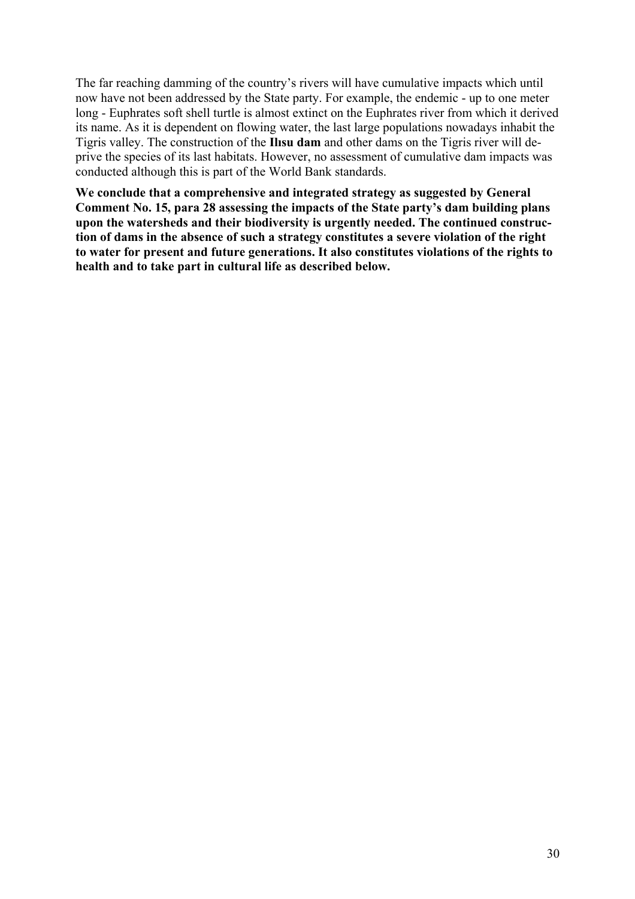The far reaching damming of the country's rivers will have cumulative impacts which until now have not been addressed by the State party. For example, the endemic - up to one meter long - Euphrates soft shell turtle is almost extinct on the Euphrates river from which it derived its name. As it is dependent on flowing water, the last large populations nowadays inhabit the Tigris valley. The construction of the **Ilısu dam** and other dams on the Tigris river will deprive the species of its last habitats. However, no assessment of cumulative dam impacts was conducted although this is part of the World Bank standards.

**We conclude that a comprehensive and integrated strategy as suggested by General Comment No. 15, para 28 assessing the impacts of the State party's dam building plans upon the watersheds and their biodiversity is urgently needed. The continued construction of dams in the absence of such a strategy constitutes a severe violation of the right to water for present and future generations. It also constitutes violations of the rights to health and to take part in cultural life as described below.**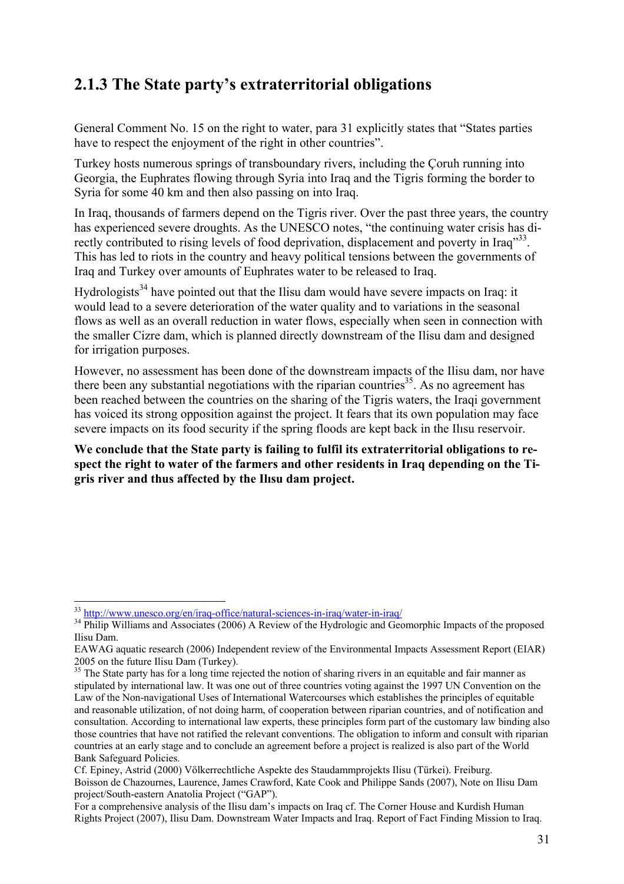## 2.1.3 The State party's extraterritorial obligations

General Comment No. 15 on the right to water, para 31 explicitly states that "States parties have to respect the enjoyment of the right in other countries".

Turkey hosts numerous springs of transboundary rivers, including the Çoruh running into Georgia, the Euphrates flowing through Syria into Iraq and the Tigris forming the border to Syria for some 40 km and then also passing on into Iraq.

In Iraq, thousands of farmers depend on the Tigris river. Over the past three years, the country has experienced severe droughts. As the UNESCO notes, "the continuing water crisis has directly contributed to rising levels of food deprivation, displacement and poverty in Iraq"[33]. This has led to riots in the country and heavy political tensions between the governments of Iraq and Turkey over amounts of Euphrates water to be released to Iraq.

Hydrologists[34] have pointed out that the Ilisu dam would have severe impacts on Iraq: it would lead to a severe deterioration of the water quality and to variations in the seasonal flows as well as an overall reduction in water flows, especially when seen in connection with the smaller Cizre dam, which is planned directly downstream of the Ilisu dam and designed for irrigation purposes.

However, no assessment has been done of the downstream impacts of the Ilisu dam, nor have there been any substantial negotiations with the riparian countries[35]. As no agreement has been reached between the countries on the sharing of the Tigris waters, the Iraqi government has voiced its strong opposition against the project. It fears that its own population may face severe impacts on its food security if the spring floods are kept back in the Ilısu reservoir.

**We conclude that the State party is failing to fulfil its extraterritorial obligations to respect the right to water of the farmers and other residents in Iraq depending on the Tigris river and thus affected by the Ilısu dam project.**

---

[33] http://www.unesco.org/en/iraq-office/natural-sciences-in-iraq/water-in-iraq/

[34] Philip Williams and Associates (2006) A Review of the Hydrologic and Geomorphic Impacts of the proposed Ilisu Dam.
EAWAG aquatic research (2006) Independent review of the Environmental Impacts Assessment Report (EIAR) 2005 on the future Ilisu Dam (Turkey).

[35] The State party has for a long time rejected the notion of sharing rivers in an equitable and fair manner as stipulated by international law. It was one out of three countries voting against the 1997 UN Convention on the Law of the Non-navigational Uses of International Watercourses which establishes the principles of equitable and reasonable utilization, of not doing harm, of cooperation between riparian countries, and of notification and consultation. According to international law experts, these principles form part of the customary law binding also those countries that have not ratified the relevant conventions. The obligation to inform and consult with riparian countries at an early stage and to conclude an agreement before a project is realized is also part of the World Bank Safeguard Policies.
Cf. Epiney, Astrid (2000) Völkerrechtliche Aspekte des Staudammprojekts Ilisu (Türkei). Freiburg.
Boisson de Chazournes, Laurence, James Crawford, Kate Cook and Philippe Sands (2007), Note on Ilisu Dam project/South-eastern Anatolia Project ("GAP").
For a comprehensive analysis of the Ilisu dam's impacts on Iraq cf. The Corner House and Kurdish Human Rights Project (2007), Ilisu Dam. Downstream Water Impacts and Iraq. Report of Fact Finding Mission to Iraq.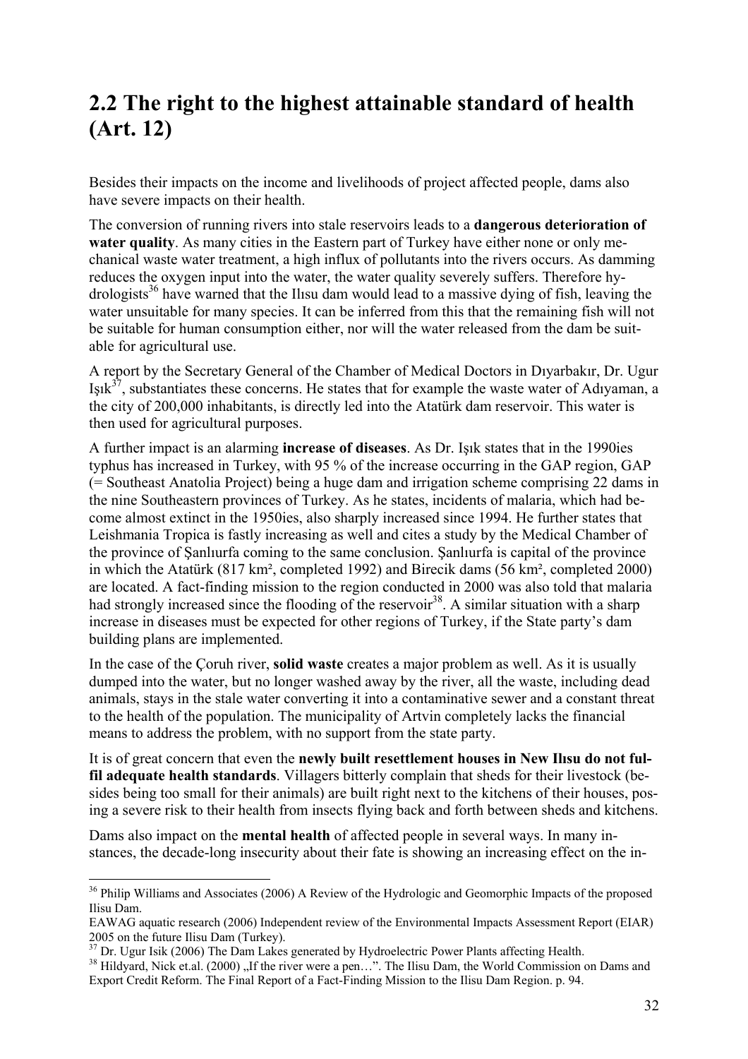## 2.2 The right to the highest attainable standard of health (Art. 12)

Besides their impacts on the income and livelihoods of project affected people, dams also have severe impacts on their health.

The conversion of running rivers into stale reservoirs leads to a **dangerous deterioration of water quality**. As many cities in the Eastern part of Turkey have either none or only mechanical waste water treatment, a high influx of pollutants into the rivers occurs. As damming reduces the oxygen input into the water, the water quality severely suffers. Therefore hydrologists[36] have warned that the Ilısu dam would lead to a massive dying of fish, leaving the water unsuitable for many species. It can be inferred from this that the remaining fish will not be suitable for human consumption either, nor will the water released from the dam be suitable for agricultural use.

A report by the Secretary General of the Chamber of Medical Doctors in Dıyarbakır, Dr. Ugur Işık[37], substantiates these concerns. He states that for example the waste water of Adıyaman, a the city of 200,000 inhabitants, is directly led into the Atatürk dam reservoir. This water is then used for agricultural purposes.

A further impact is an alarming **increase of diseases**. As Dr. Işık states that in the 1990ies typhus has increased in Turkey, with 95 % of the increase occurring in the GAP region, GAP (= Southeast Anatolia Project) being a huge dam and irrigation scheme comprising 22 dams in the nine Southeastern provinces of Turkey. As he states, incidents of malaria, which had become almost extinct in the 1950ies, also sharply increased since 1994. He further states that Leishmania Tropica is fastly increasing as well and cites a study by the Medical Chamber of the province of Şanlıurfa coming to the same conclusion. Şanlıurfa is capital of the province in which the Atatürk (817 km², completed 1992) and Birecik dams (56 km², completed 2000) are located. A fact-finding mission to the region conducted in 2000 was also told that malaria had strongly increased since the flooding of the reservoir[38]. A similar situation with a sharp increase in diseases must be expected for other regions of Turkey, if the State party's dam building plans are implemented.

In the case of the Çoruh river, **solid waste** creates a major problem as well. As it is usually dumped into the water, but no longer washed away by the river, all the waste, including dead animals, stays in the stale water converting it into a contaminative sewer and a constant threat to the health of the population. The municipality of Artvin completely lacks the financial means to address the problem, with no support from the state party.

It is of great concern that even the **newly built resettlement houses in New Ilısu do not fulfil adequate health standards**. Villagers bitterly complain that sheds for their livestock (besides being too small for their animals) are built right next to the kitchens of their houses, posing a severe risk to their health from insects flying back and forth between sheds and kitchens.

Dams also impact on the **mental health** of affected people in several ways. In many instances, the decade-long insecurity about their fate is showing an increasing effect on the in-

---

[36] Philip Williams and Associates (2006) A Review of the Hydrologic and Geomorphic Impacts of the proposed Ilisu Dam.
EAWAG aquatic research (2006) Independent review of the Environmental Impacts Assessment Report (EIAR) 2005 on the future Ilisu Dam (Turkey).

[37] Dr. Ugur Isik (2006) The Dam Lakes generated by Hydroelectric Power Plants affecting Health.

[38] Hildyard, Nick et.al. (2000) „If the river were a pen…". The Ilisu Dam, the World Commission on Dams and Export Credit Reform. The Final Report of a Fact-Finding Mission to the Ilisu Dam Region. p. 94.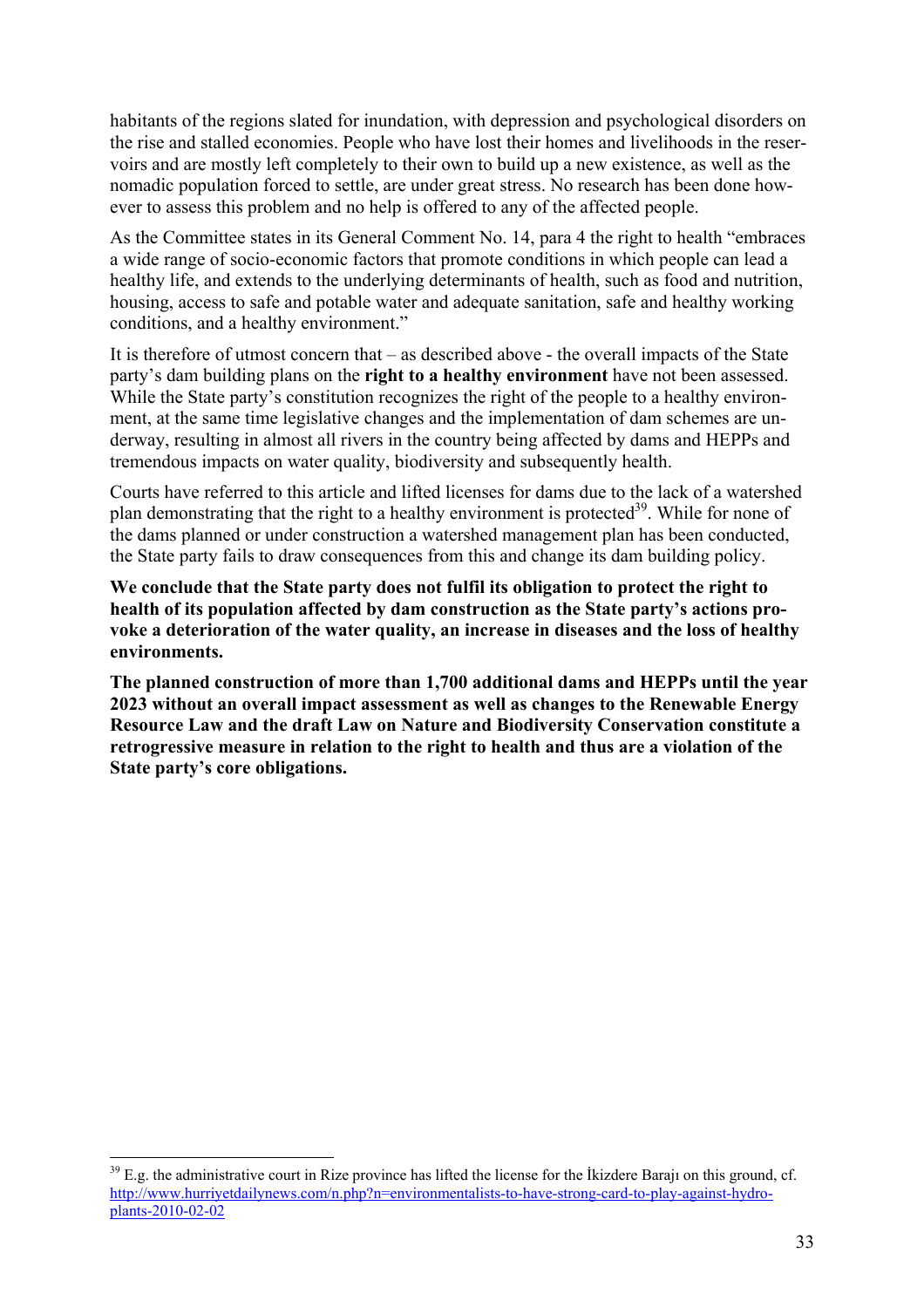habitants of the regions slated for inundation, with depression and psychological disorders on the rise and stalled economies. People who have lost their homes and livelihoods in the reservoirs and are mostly left completely to their own to build up a new existence, as well as the nomadic population forced to settle, are under great stress. No research has been done however to assess this problem and no help is offered to any of the affected people.

As the Committee states in its General Comment No. 14, para 4 the right to health "embraces a wide range of socio-economic factors that promote conditions in which people can lead a healthy life, and extends to the underlying determinants of health, such as food and nutrition, housing, access to safe and potable water and adequate sanitation, safe and healthy working conditions, and a healthy environment."

It is therefore of utmost concern that – as described above - the overall impacts of the State party's dam building plans on the **right to a healthy environment** have not been assessed. While the State party's constitution recognizes the right of the people to a healthy environment, at the same time legislative changes and the implementation of dam schemes are underway, resulting in almost all rivers in the country being affected by dams and HEPPs and tremendous impacts on water quality, biodiversity and subsequently health.

Courts have referred to this article and lifted licenses for dams due to the lack of a watershed plan demonstrating that the right to a healthy environment is protected[39]. While for none of the dams planned or under construction a watershed management plan has been conducted, the State party fails to draw consequences from this and change its dam building policy.

**We conclude that the State party does not fulfil its obligation to protect the right to health of its population affected by dam construction as the State party's actions provoke a deterioration of the water quality, an increase in diseases and the loss of healthy environments.**

**The planned construction of more than 1,700 additional dams and HEPPs until the year 2023 without an overall impact assessment as well as changes to the Renewable Energy Resource Law and the draft Law on Nature and Biodiversity Conservation constitute a retrogressive measure in relation to the right to health and thus are a violation of the State party's core obligations.**

---

[39] E.g. the administrative court in Rize province has lifted the license for the İkizdere Barajı on this ground, cf. http://www.hurriyetdailynews.com/n.php?n=environmentalists-to-have-strong-card-to-play-against-hydro-plants-2010-02-02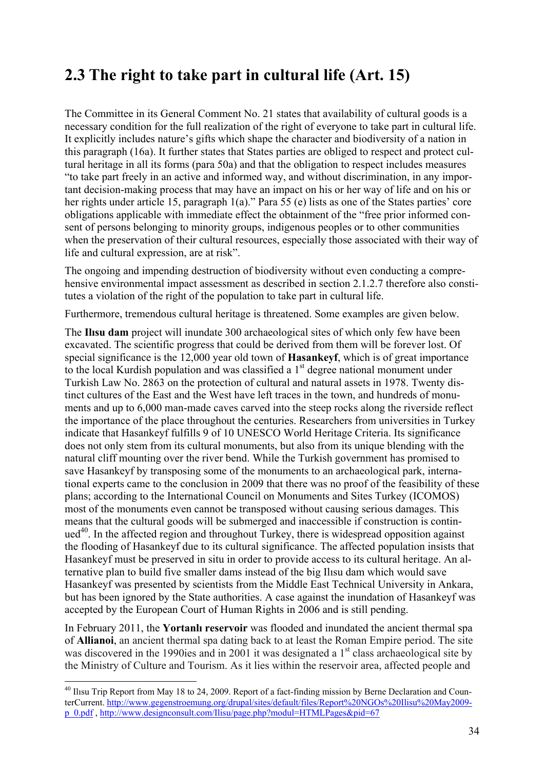## 2.3 The right to take part in cultural life (Art. 15)

The Committee in its General Comment No. 21 states that availability of cultural goods is a necessary condition for the full realization of the right of everyone to take part in cultural life. It explicitly includes nature's gifts which shape the character and biodiversity of a nation in this paragraph (16a). It further states that States parties are obliged to respect and protect cultural heritage in all its forms (para 50a) and that the obligation to respect includes measures "to take part freely in an active and informed way, and without discrimination, in any important decision-making process that may have an impact on his or her way of life and on his or her rights under article 15, paragraph 1(a)." Para 55 (e) lists as one of the States parties' core obligations applicable with immediate effect the obtainment of the "free prior informed consent of persons belonging to minority groups, indigenous peoples or to other communities when the preservation of their cultural resources, especially those associated with their way of life and cultural expression, are at risk".

The ongoing and impending destruction of biodiversity without even conducting a comprehensive environmental impact assessment as described in section 2.1.2.7 therefore also constitutes a violation of the right of the population to take part in cultural life.

Furthermore, tremendous cultural heritage is threatened. Some examples are given below.

The **Ilısu dam** project will inundate 300 archaeological sites of which only few have been excavated. The scientific progress that could be derived from them will be forever lost. Of special significance is the 12,000 year old town of **Hasankeyf**, which is of great importance to the local Kurdish population and was classified a 1st degree national monument under Turkish Law No. 2863 on the protection of cultural and natural assets in 1978. Twenty distinct cultures of the East and the West have left traces in the town, and hundreds of monuments and up to 6,000 man-made caves carved into the steep rocks along the riverside reflect the importance of the place throughout the centuries. Researchers from universities in Turkey indicate that Hasankeyf fulfills 9 of 10 UNESCO World Heritage Criteria. Its significance does not only stem from its cultural monuments, but also from its unique blending with the natural cliff mounting over the river bend. While the Turkish government has promised to save Hasankeyf by transposing some of the monuments to an archaeological park, international experts came to the conclusion in 2009 that there was no proof of the feasibility of these plans; according to the International Council on Monuments and Sites Turkey (ICOMOS) most of the monuments even cannot be transposed without causing serious damages. This means that the cultural goods will be submerged and inaccessible if construction is continued[40]. In the affected region and throughout Turkey, there is widespread opposition against the flooding of Hasankeyf due to its cultural significance. The affected population insists that Hasankeyf must be preserved in situ in order to provide access to its cultural heritage. An alternative plan to build five smaller dams instead of the big Ilısu dam which would save Hasankeyf was presented by scientists from the Middle East Technical University in Ankara, but has been ignored by the State authorities. A case against the inundation of Hasankeyf was accepted by the European Court of Human Rights in 2006 and is still pending.

In February 2011, the **Yortanlı reservoir** was flooded and inundated the ancient thermal spa of **Allianoi**, an ancient thermal spa dating back to at least the Roman Empire period. The site was discovered in the 1990ies and in 2001 it was designated a 1st class archaeological site by the Ministry of Culture and Tourism. As it lies within the reservoir area, affected people and

---

[40] Ilısu Trip Report from May 18 to 24, 2009. Report of a fact-finding mission by Berne Declaration and CounterCurrent. http://www.gegenstroemung.org/drupal/sites/default/files/Report%20NGOs%20Ilisu%20May2009-p_0.pdf , http://www.designconsult.com/Ilisu/page.php?modul=HTMLPages&pid=67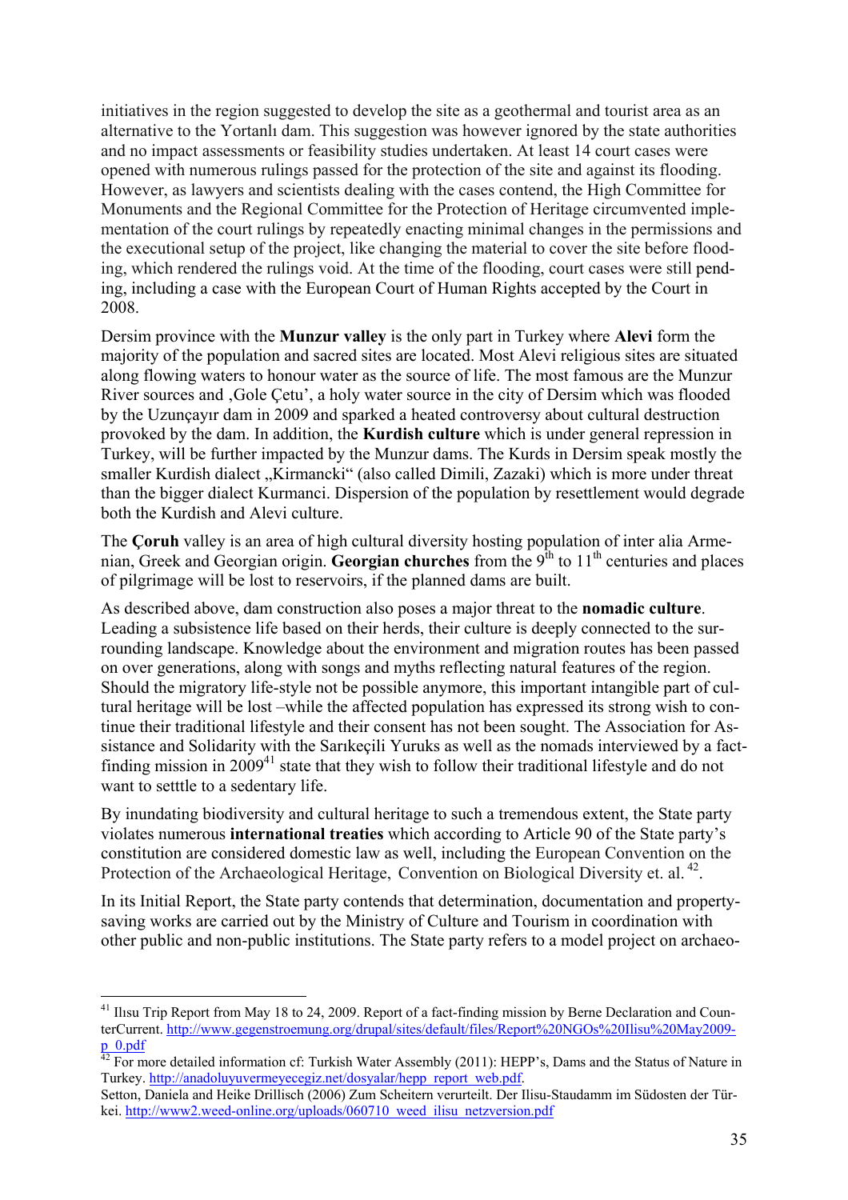initiatives in the region suggested to develop the site as a geothermal and tourist area as an alternative to the Yortanlı dam. This suggestion was however ignored by the state authorities and no impact assessments or feasibility studies undertaken. At least 14 court cases were opened with numerous rulings passed for the protection of the site and against its flooding. However, as lawyers and scientists dealing with the cases contend, the High Committee for Monuments and the Regional Committee for the Protection of Heritage circumvented implementation of the court rulings by repeatedly enacting minimal changes in the permissions and the executional setup of the project, like changing the material to cover the site before flooding, which rendered the rulings void. At the time of the flooding, court cases were still pending, including a case with the European Court of Human Rights accepted by the Court in 2008.

Dersim province with the **Munzur valley** is the only part in Turkey where **Alevi** form the majority of the population and sacred sites are located. Most Alevi religious sites are situated along flowing waters to honour water as the source of life. The most famous are the Munzur River sources and ‚Gole Çetu', a holy water source in the city of Dersim which was flooded by the Uzunçayır dam in 2009 and sparked a heated controversy about cultural destruction provoked by the dam. In addition, the **Kurdish culture** which is under general repression in Turkey, will be further impacted by the Munzur dams. The Kurds in Dersim speak mostly the smaller Kurdish dialect „Kirmancki" (also called Dimili, Zazaki) which is more under threat than the bigger dialect Kurmanci. Dispersion of the population by resettlement would degrade both the Kurdish and Alevi culture.

The **Çoruh** valley is an area of high cultural diversity hosting population of inter alia Armenian, Greek and Georgian origin. **Georgian churches** from the 9th to 11th centuries and places of pilgrimage will be lost to reservoirs, if the planned dams are built.

As described above, dam construction also poses a major threat to the **nomadic culture**. Leading a subsistence life based on their herds, their culture is deeply connected to the surrounding landscape. Knowledge about the environment and migration routes has been passed on over generations, along with songs and myths reflecting natural features of the region. Should the migratory life-style not be possible anymore, this important intangible part of cultural heritage will be lost –while the affected population has expressed its strong wish to continue their traditional lifestyle and their consent has not been sought. The Association for Assistance and Solidarity with the Sarıkeçili Yuruks as well as the nomads interviewed by a fact-finding mission in 2009[41] state that they wish to follow their traditional lifestyle and do not want to setttle to a sedentary life.

By inundating biodiversity and cultural heritage to such a tremendous extent, the State party violates numerous **international treaties** which according to Article 90 of the State party's constitution are considered domestic law as well, including the European Convention on the Protection of the Archaeological Heritage, Convention on Biological Diversity et. al. [42].

In its Initial Report, the State party contends that determination, documentation and property-saving works are carried out by the Ministry of Culture and Tourism in coordination with other public and non-public institutions. The State party refers to a model project on archaeo-

---

[41] Ilısu Trip Report from May 18 to 24, 2009. Report of a fact-finding mission by Berne Declaration and CounterCurrent. http://www.gegenstroemung.org/drupal/sites/default/files/Report%20NGOs%20Ilisu%20May2009-p_0.pdf

[42] For more detailed information cf: Turkish Water Assembly (2011): HEPP's, Dams and the Status of Nature in Turkey. http://anadoluyuvermeyecegiz.net/dosyalar/hepp_report_web.pdf.
Setton, Daniela and Heike Drillisch (2006) Zum Scheitern verurteilt. Der Ilisu-Staudamm im Südosten der Türkei. http://www2.weed-online.org/uploads/060710_weed_ilisu_netzversion.pdf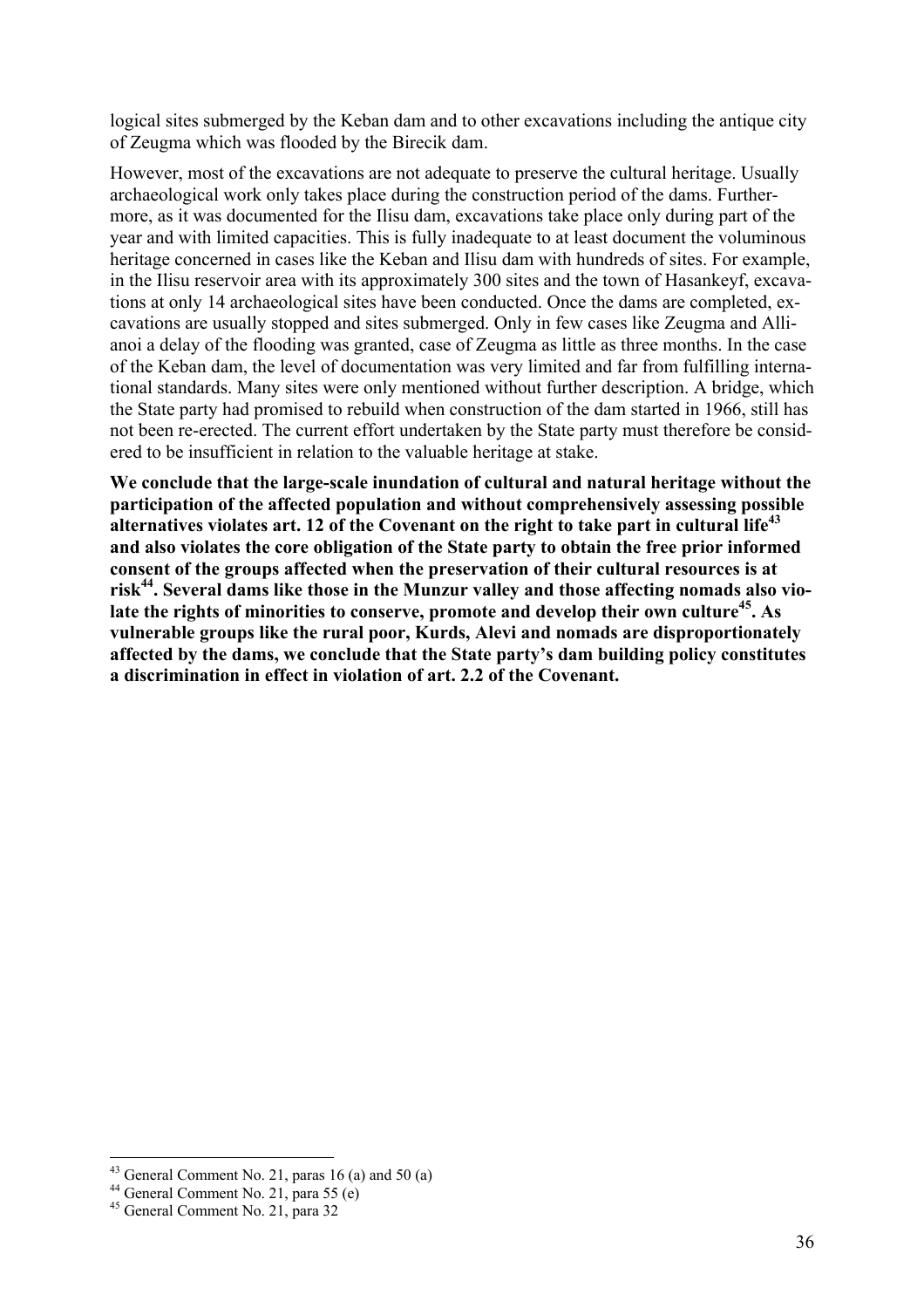logical sites submerged by the Keban dam and to other excavations including the antique city of Zeugma which was flooded by the Birecik dam.

However, most of the excavations are not adequate to preserve the cultural heritage. Usually archaeological work only takes place during the construction period of the dams. Furthermore, as it was documented for the Ilisu dam, excavations take place only during part of the year and with limited capacities. This is fully inadequate to at least document the voluminous heritage concerned in cases like the Keban and Ilisu dam with hundreds of sites. For example, in the Ilisu reservoir area with its approximately 300 sites and the town of Hasankeyf, excavations at only 14 archaeological sites have been conducted. Once the dams are completed, excavations are usually stopped and sites submerged. Only in few cases like Zeugma and Allianoi a delay of the flooding was granted, case of Zeugma as little as three months. In the case of the Keban dam, the level of documentation was very limited and far from fulfilling international standards. Many sites were only mentioned without further description. A bridge, which the State party had promised to rebuild when construction of the dam started in 1966, still has not been re-erected. The current effort undertaken by the State party must therefore be considered to be insufficient in relation to the valuable heritage at stake.

**We conclude that the large-scale inundation of cultural and natural heritage without the participation of the affected population and without comprehensively assessing possible alternatives violates art. 12 of the Covenant on the right to take part in cultural life[43] and also violates the core obligation of the State party to obtain the free prior informed consent of the groups affected when the preservation of their cultural resources is at risk[44]. Several dams like those in the Munzur valley and those affecting nomads also violate the rights of minorities to conserve, promote and develop their own culture[45]. As vulnerable groups like the rural poor, Kurds, Alevi and nomads are disproportionately affected by the dams, we conclude that the State party's dam building policy constitutes a discrimination in effect in violation of art. 2.2 of the Covenant.**

[43] General Comment No. 21, paras 16 (a) and 50 (a)

[44] General Comment No. 21, para 55 (e)

[45] General Comment No. 21, para 32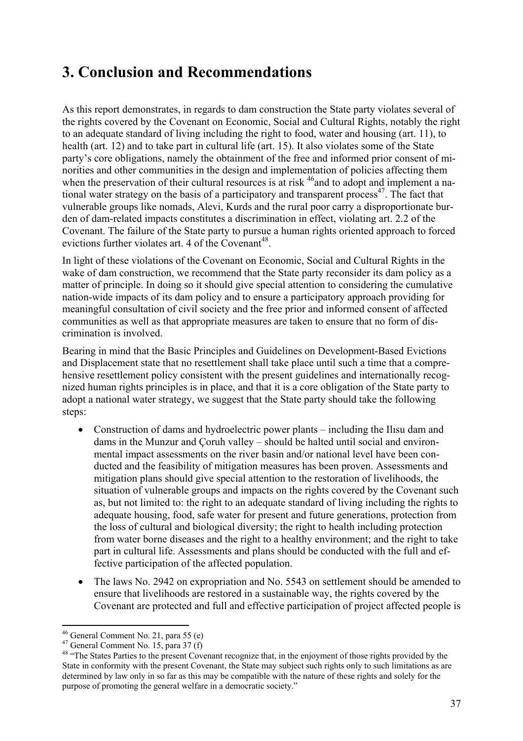# 3. Conclusion and Recommendations

As this report demonstrates, in regards to dam construction the State party violates several of the rights covered by the Covenant on Economic, Social and Cultural Rights, notably the right to an adequate standard of living including the right to food, water and housing (art. 11), to health (art. 12) and to take part in cultural life (art. 15). It also violates some of the State party's core obligations, namely the obtainment of the free and informed prior consent of minorities and other communities in the design and implementation of policies affecting them when the preservation of their cultural resources is at risk [46] and to adopt and implement a national water strategy on the basis of a participatory and transparent process[47]. The fact that vulnerable groups like nomads, Alevi, Kurds and the rural poor carry a disproportionate burden of dam-related impacts constitutes a discrimination in effect, violating art. 2.2 of the Covenant. The failure of the State party to pursue a human rights oriented approach to forced evictions further violates art. 4 of the Covenant[48].

In light of these violations of the Covenant on Economic, Social and Cultural Rights in the wake of dam construction, we recommend that the State party reconsider its dam policy as a matter of principle. In doing so it should give special attention to considering the cumulative nation-wide impacts of its dam policy and to ensure a participatory approach providing for meaningful consultation of civil society and the free prior and informed consent of affected communities as well as that appropriate measures are taken to ensure that no form of discrimination is involved.

Bearing in mind that the Basic Principles and Guidelines on Development-Based Evictions and Displacement state that no resettlement shall take place until such a time that a comprehensive resettlement policy consistent with the present guidelines and internationally recognized human rights principles is in place, and that it is a core obligation of the State party to adopt a national water strategy, we suggest that the State party should take the following steps:

- Construction of dams and hydroelectric power plants – including the Ilısu dam and dams in the Munzur and Çoruh valley – should be halted until social and environmental impact assessments on the river basin and/or national level have been conducted and the feasibility of mitigation measures has been proven. Assessments and mitigation plans should give special attention to the restoration of livelihoods, the situation of vulnerable groups and impacts on the rights covered by the Covenant such as, but not limited to: the right to an adequate standard of living including the rights to adequate housing, food, safe water for present and future generations, protection from the loss of cultural and biological diversity; the right to health including protection from water borne diseases and the right to a healthy environment; and the right to take part in cultural life. Assessments and plans should be conducted with the full and effective participation of the affected population.
- The laws No. 2942 on expropriation and No. 5543 on settlement should be amended to ensure that livelihoods are restored in a sustainable way, the rights covered by the Covenant are protected and full and effective participation of project affected people is

---

[46] General Comment No. 21, para 55 (e)

[47] General Comment No. 15, para 37 (f)

[48] "The States Parties to the present Covenant recognize that, in the enjoyment of those rights provided by the State in conformity with the present Covenant, the State may subject such rights only to such limitations as are determined by law only in so far as this may be compatible with the nature of these rights and solely for the purpose of promoting the general welfare in a democratic society."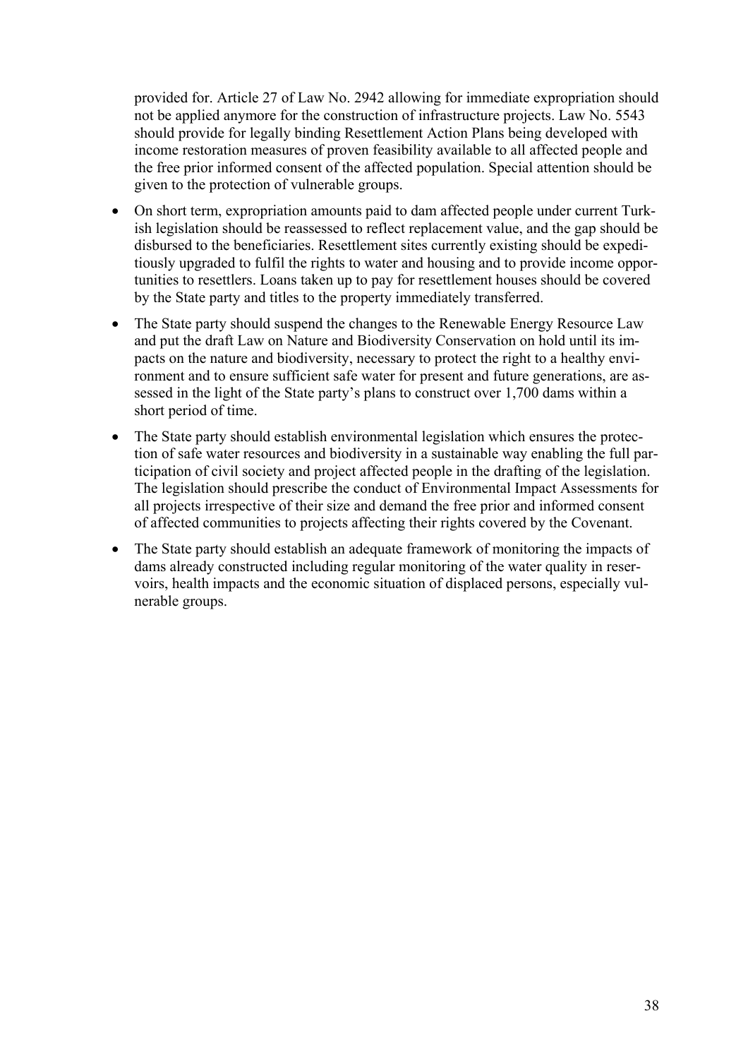provided for. Article 27 of Law No. 2942 allowing for immediate expropriation should not be applied anymore for the construction of infrastructure projects. Law No. 5543 should provide for legally binding Resettlement Action Plans being developed with income restoration measures of proven feasibility available to all affected people and the free prior informed consent of the affected population. Special attention should be given to the protection of vulnerable groups.

- On short term, expropriation amounts paid to dam affected people under current Turkish legislation should be reassessed to reflect replacement value, and the gap should be disbursed to the beneficiaries. Resettlement sites currently existing should be expeditiously upgraded to fulfil the rights to water and housing and to provide income opportunities to resettlers. Loans taken up to pay for resettlement houses should be covered by the State party and titles to the property immediately transferred.
- The State party should suspend the changes to the Renewable Energy Resource Law and put the draft Law on Nature and Biodiversity Conservation on hold until its impacts on the nature and biodiversity, necessary to protect the right to a healthy environment and to ensure sufficient safe water for present and future generations, are assessed in the light of the State party's plans to construct over 1,700 dams within a short period of time.
- The State party should establish environmental legislation which ensures the protection of safe water resources and biodiversity in a sustainable way enabling the full participation of civil society and project affected people in the drafting of the legislation. The legislation should prescribe the conduct of Environmental Impact Assessments for all projects irrespective of their size and demand the free prior and informed consent of affected communities to projects affecting their rights covered by the Covenant.
- The State party should establish an adequate framework of monitoring the impacts of dams already constructed including regular monitoring of the water quality in reservoirs, health impacts and the economic situation of displaced persons, especially vulnerable groups.